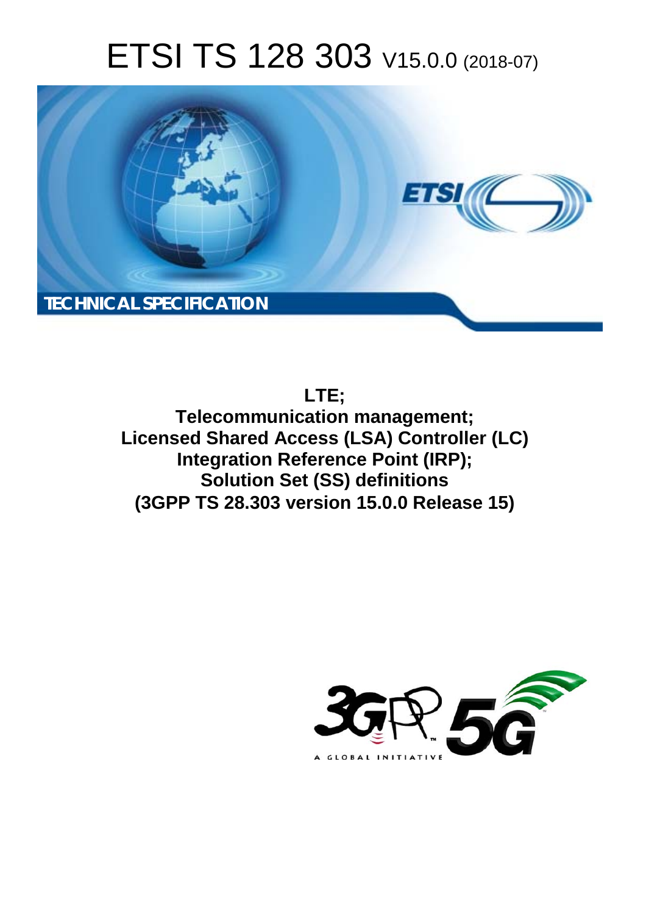# ETSI TS 128 303 V15.0.0 (2018-07)

TECHNICAL SPECIFICATION

**LTE;**
**Telecommunication management;**
**Licensed Shared Access (LSA) Controller (LC)**
**Integration Reference Point (IRP);**
**Solution Set (SS) definitions**
**(3GPP TS 28.303 version 15.0.0 Release 15)**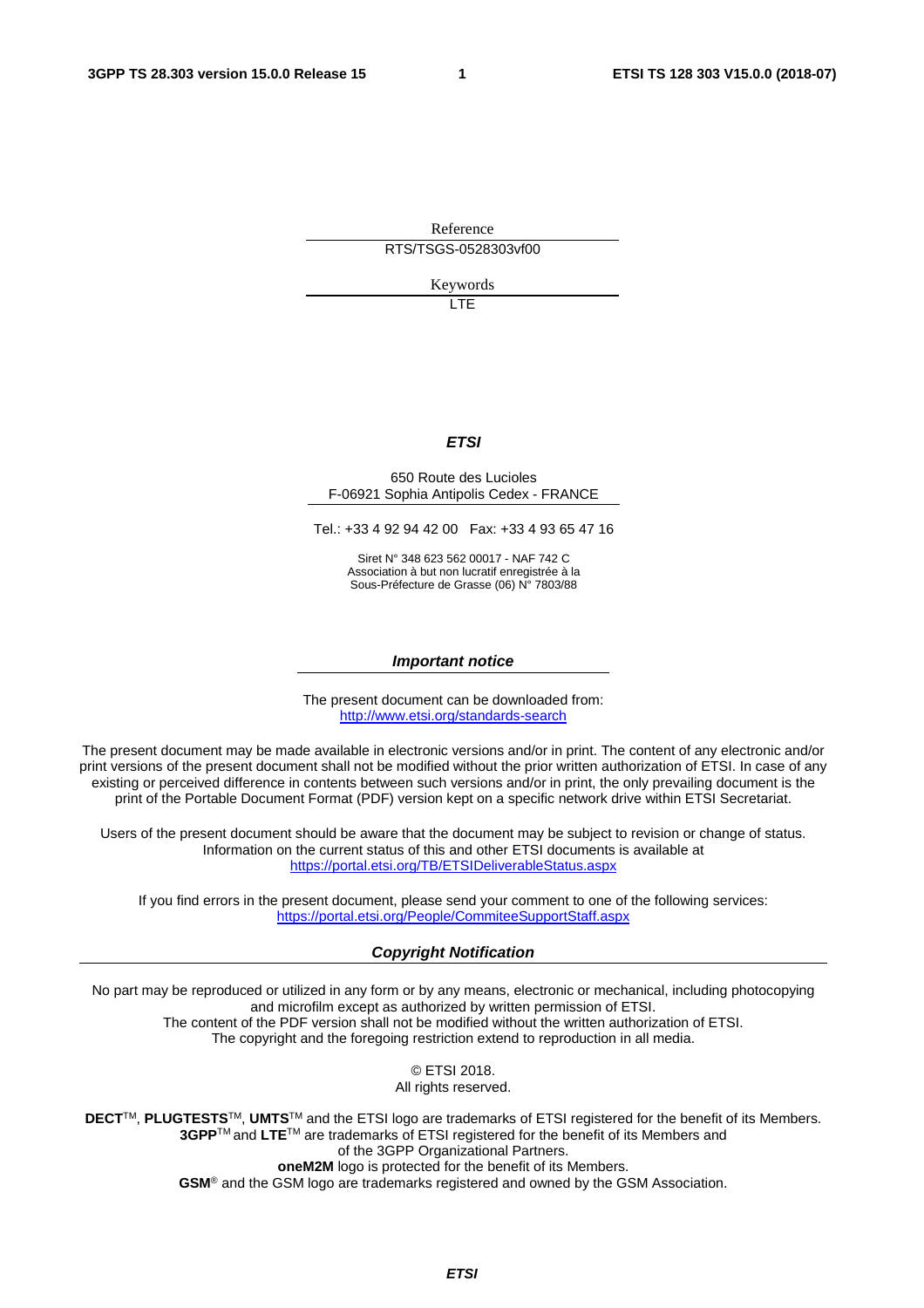Reference

RTS/TSGS-0528303vf00

Keywords

LTE

***ETSI***

650 Route des Lucioles
F-06921 Sophia Antipolis Cedex - FRANCE

Tel.: +33 4 92 94 42 00   Fax: +33 4 93 65 47 16

Siret N° 348 623 562 00017 - NAF 742 C
Association à but non lucratif enregistrée à la
Sous-Préfecture de Grasse (06) N° 7803/88

***Important notice***

The present document can be downloaded from:
http://www.etsi.org/standards-search

The present document may be made available in electronic versions and/or in print. The content of any electronic and/or print versions of the present document shall not be modified without the prior written authorization of ETSI. In case of any existing or perceived difference in contents between such versions and/or in print, the only prevailing document is the print of the Portable Document Format (PDF) version kept on a specific network drive within ETSI Secretariat.

Users of the present document should be aware that the document may be subject to revision or change of status. Information on the current status of this and other ETSI documents is available at
https://portal.etsi.org/TB/ETSIDeliverableStatus.aspx

If you find errors in the present document, please send your comment to one of the following services:
https://portal.etsi.org/People/CommiteeSupportStaff.aspx

***Copyright Notification***

No part may be reproduced or utilized in any form or by any means, electronic or mechanical, including photocopying and microfilm except as authorized by written permission of ETSI.
The content of the PDF version shall not be modified without the written authorization of ETSI.
The copyright and the foregoing restriction extend to reproduction in all media.

© ETSI 2018.
All rights reserved.

**DECT**™, **PLUGTESTS**™, **UMTS**™ and the ETSI logo are trademarks of ETSI registered for the benefit of its Members.
**3GPP**™ and **LTE**™ are trademarks of ETSI registered for the benefit of its Members and
of the 3GPP Organizational Partners.
**oneM2M** logo is protected for the benefit of its Members.
**GSM**® and the GSM logo are trademarks registered and owned by the GSM Association.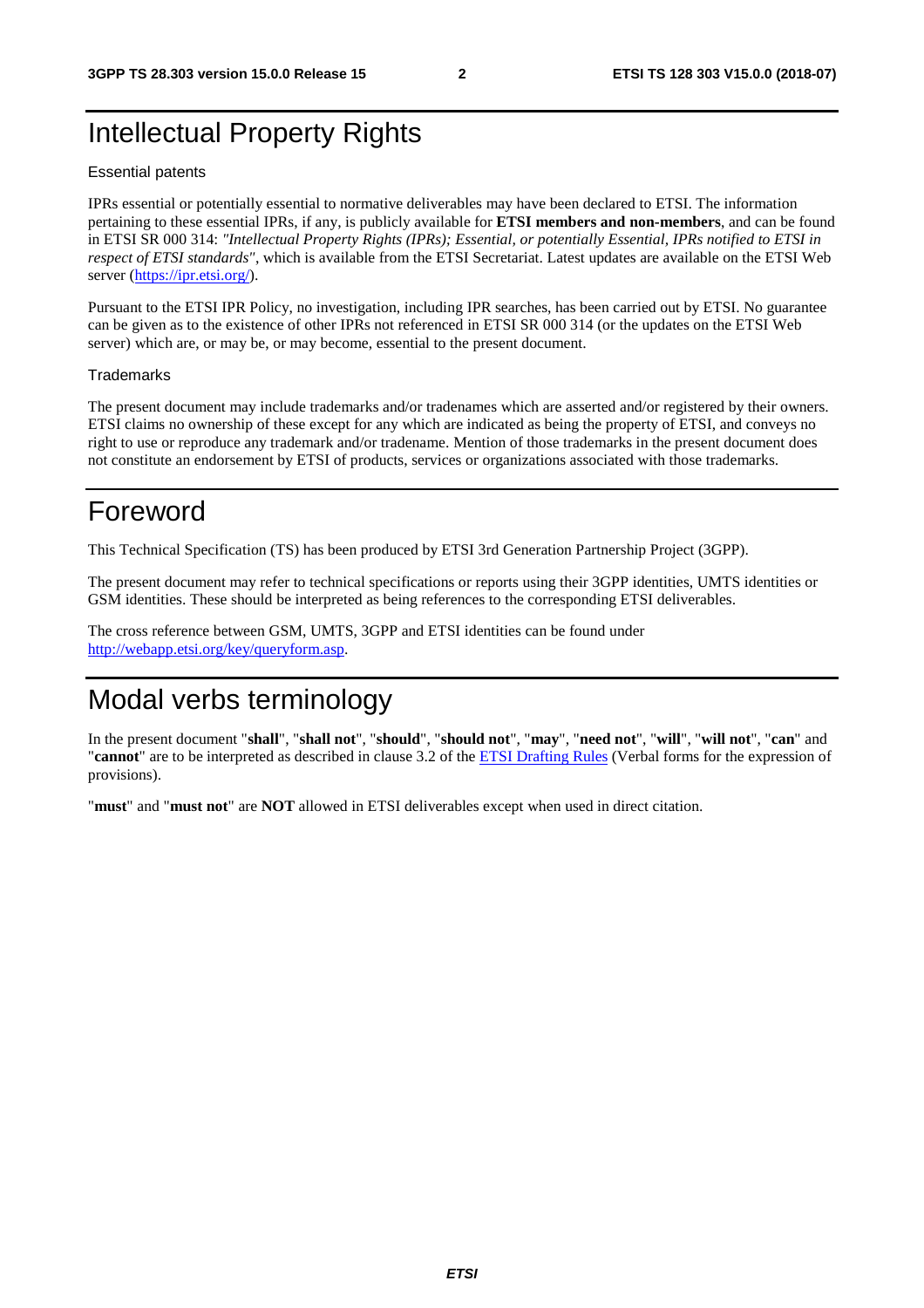# Intellectual Property Rights

Essential patents

IPRs essential or potentially essential to normative deliverables may have been declared to ETSI. The information pertaining to these essential IPRs, if any, is publicly available for **ETSI members and non-members**, and can be found in ETSI SR 000 314: *"Intellectual Property Rights (IPRs); Essential, or potentially Essential, IPRs notified to ETSI in respect of ETSI standards"*, which is available from the ETSI Secretariat. Latest updates are available on the ETSI Web server (https://ipr.etsi.org/).

Pursuant to the ETSI IPR Policy, no investigation, including IPR searches, has been carried out by ETSI. No guarantee can be given as to the existence of other IPRs not referenced in ETSI SR 000 314 (or the updates on the ETSI Web server) which are, or may be, or may become, essential to the present document.

Trademarks

The present document may include trademarks and/or tradenames which are asserted and/or registered by their owners. ETSI claims no ownership of these except for any which are indicated as being the property of ETSI, and conveys no right to use or reproduce any trademark and/or tradename. Mention of those trademarks in the present document does not constitute an endorsement by ETSI of products, services or organizations associated with those trademarks.

# Foreword

This Technical Specification (TS) has been produced by ETSI 3rd Generation Partnership Project (3GPP).

The present document may refer to technical specifications or reports using their 3GPP identities, UMTS identities or GSM identities. These should be interpreted as being references to the corresponding ETSI deliverables.

The cross reference between GSM, UMTS, 3GPP and ETSI identities can be found under http://webapp.etsi.org/key/queryform.asp.

# Modal verbs terminology

In the present document "**shall**", "**shall not**", "**should**", "**should not**", "**may**", "**need not**", "**will**", "**will not**", "**can**" and "**cannot**" are to be interpreted as described in clause 3.2 of the ETSI Drafting Rules (Verbal forms for the expression of provisions).

"**must**" and "**must not**" are **NOT** allowed in ETSI deliverables except when used in direct citation.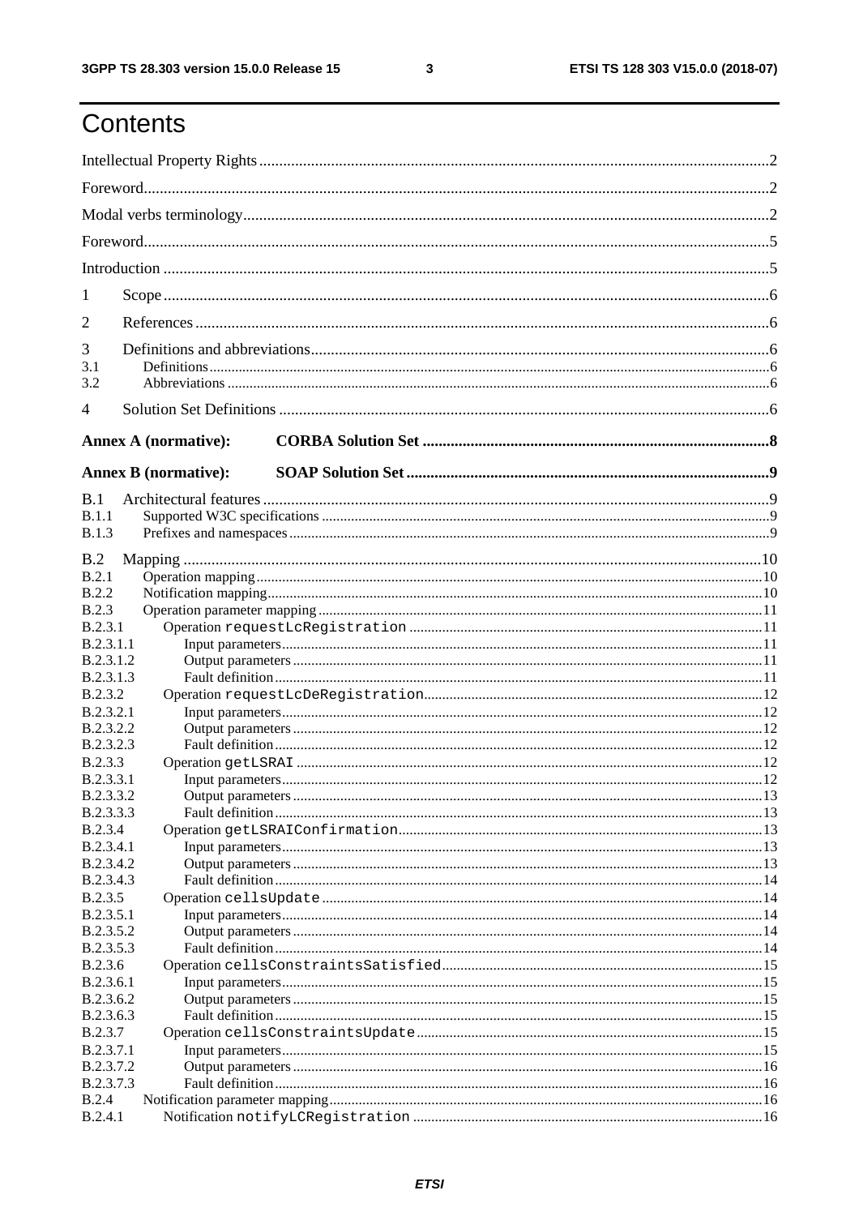# Contents

Intellectual Property Rights ..... 2

Foreword ..... 2

Modal verbs terminology ..... 2

Foreword ..... 5

Introduction ..... 5

1 Scope ..... 6

2 References ..... 6

3 Definitions and abbreviations ..... 6

3.1 Definitions ..... 6

3.2 Abbreviations ..... 6

4 Solution Set Definitions ..... 6

**Annex A (normative): CORBA Solution Set ..... 8**

**Annex B (normative): SOAP Solution Set ..... 9**

B.1 Architectural features ..... 9

B.1.1 Supported W3C specifications ..... 9

B.1.3 Prefixes and namespaces ..... 9

B.2 Mapping ..... 10

B.2.1 Operation mapping ..... 10

B.2.2 Notification mapping ..... 10

B.2.3 Operation parameter mapping ..... 11

B.2.3.1 Operation `requestLcRegistration` ..... 11

B.2.3.1.1 Input parameters ..... 11

B.2.3.1.2 Output parameters ..... 11

B.2.3.1.3 Fault definition ..... 11

B.2.3.2 Operation `requestLcDeRegistration` ..... 12

B.2.3.2.1 Input parameters ..... 12

B.2.3.2.2 Output parameters ..... 12

B.2.3.2.3 Fault definition ..... 12

B.2.3.3 Operation `getLSRAI` ..... 12

B.2.3.3.1 Input parameters ..... 12

B.2.3.3.2 Output parameters ..... 13

B.2.3.3.3 Fault definition ..... 13

B.2.3.4 Operation `getLSRAIConfirmation` ..... 13

B.2.3.4.1 Input parameters ..... 13

B.2.3.4.2 Output parameters ..... 13

B.2.3.4.3 Fault definition ..... 14

B.2.3.5 Operation `cellsUpdate` ..... 14

B.2.3.5.1 Input parameters ..... 14

B.2.3.5.2 Output parameters ..... 14

B.2.3.5.3 Fault definition ..... 14

B.2.3.6 Operation `cellsConstraintsSatisfied` ..... 15

B.2.3.6.1 Input parameters ..... 15

B.2.3.6.2 Output parameters ..... 15

B.2.3.6.3 Fault definition ..... 15

B.2.3.7 Operation `cellsConstraintsUpdate` ..... 15

B.2.3.7.1 Input parameters ..... 15

B.2.3.7.2 Output parameters ..... 16

B.2.3.7.3 Fault definition ..... 16

B.2.4 Notification parameter mapping ..... 16

B.2.4.1 Notification `notifyLCRegistration` ..... 16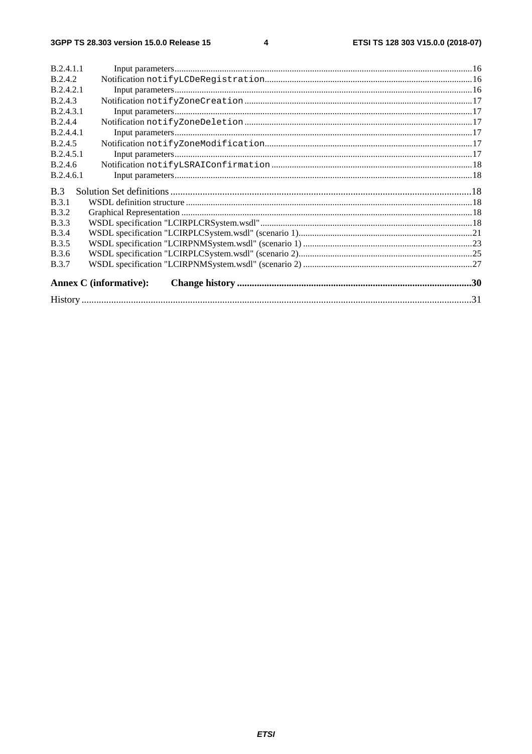B.2.4.1.1 Input parameters ..... 16
B.2.4.2 Notification `notifyLCDeRegistration` ..... 16
B.2.4.2.1 Input parameters ..... 16
B.2.4.3 Notification `notifyZoneCreation` ..... 17
B.2.4.3.1 Input parameters ..... 17
B.2.4.4 Notification `notifyZoneDeletion` ..... 17
B.2.4.4.1 Input parameters ..... 17
B.2.4.5 Notification `notifyZoneModification` ..... 17
B.2.4.5.1 Input parameters ..... 17
B.2.4.6 Notification `notifyLSRAIConfirmation` ..... 18
B.2.4.6.1 Input parameters ..... 18

B.3 Solution Set definitions ..... 18
B.3.1 WSDL definition structure ..... 18
B.3.2 Graphical Representation ..... 18
B.3.3 WSDL specification "LCIRPLCRSystem.wsdl" ..... 18
B.3.4 WSDL specification "LCIRPLCSystem.wsdl" (scenario 1) ..... 21
B.3.5 WSDL specification "LCIRPNMSystem.wsdl" (scenario 1) ..... 23
B.3.6 WSDL specification "LCIRPLCSystem.wsdl" (scenario 2) ..... 25
B.3.7 WSDL specification "LCIRPNMSystem.wsdl" (scenario 2) ..... 27

**Annex C (informative): Change history ..... 30**

History ..... 31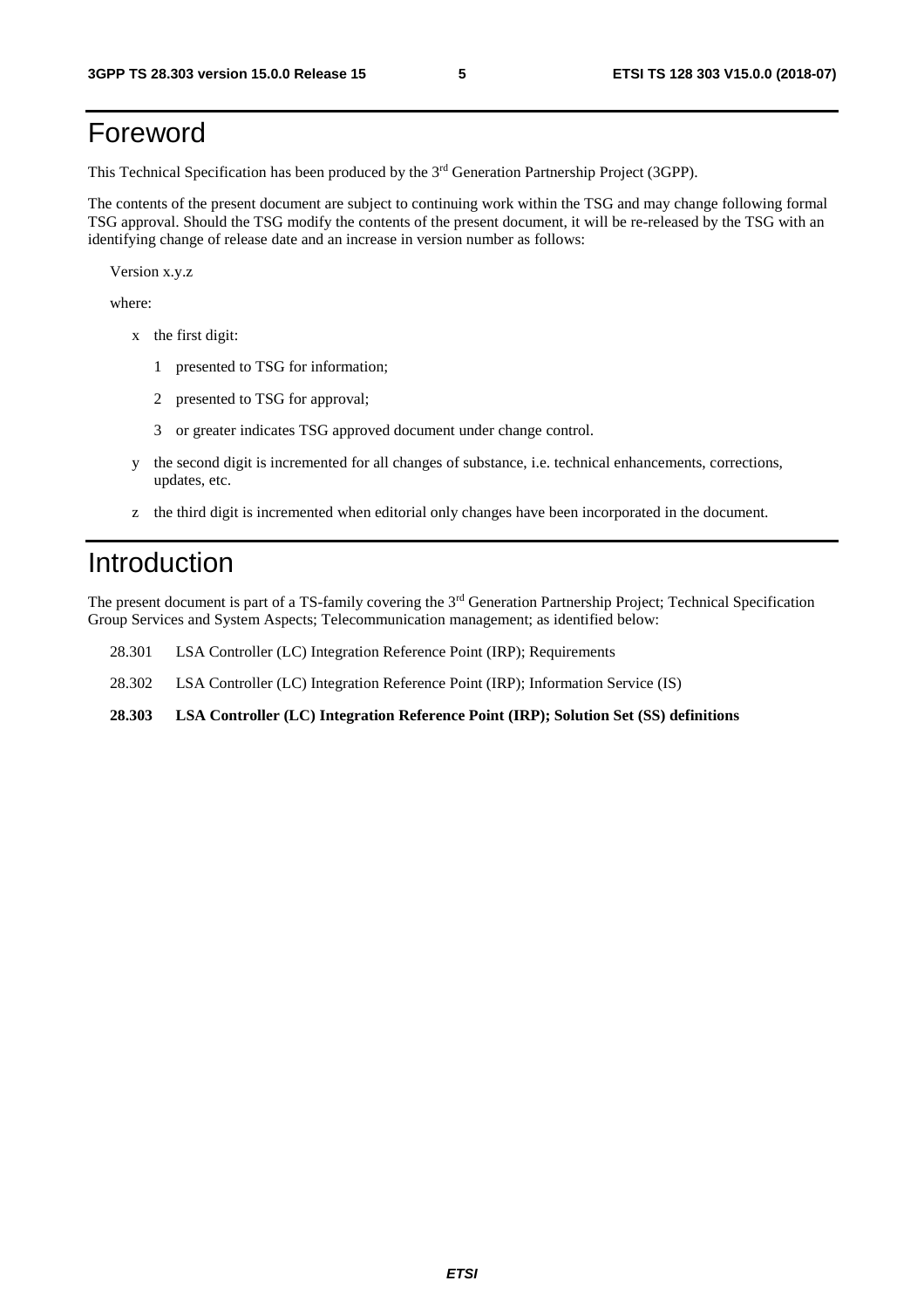# Foreword

This Technical Specification has been produced by the 3rd Generation Partnership Project (3GPP).

The contents of the present document are subject to continuing work within the TSG and may change following formal TSG approval. Should the TSG modify the contents of the present document, it will be re-released by the TSG with an identifying change of release date and an increase in version number as follows:

Version x.y.z

where:

- x the first digit:
  - 1 presented to TSG for information;
  - 2 presented to TSG for approval;
  - 3 or greater indicates TSG approved document under change control.
- y the second digit is incremented for all changes of substance, i.e. technical enhancements, corrections, updates, etc.
- z the third digit is incremented when editorial only changes have been incorporated in the document.

# Introduction

The present document is part of a TS-family covering the 3rd Generation Partnership Project; Technical Specification Group Services and System Aspects; Telecommunication management; as identified below:

28.301 LSA Controller (LC) Integration Reference Point (IRP); Requirements

28.302 LSA Controller (LC) Integration Reference Point (IRP); Information Service (IS)

**28.303 LSA Controller (LC) Integration Reference Point (IRP); Solution Set (SS) definitions**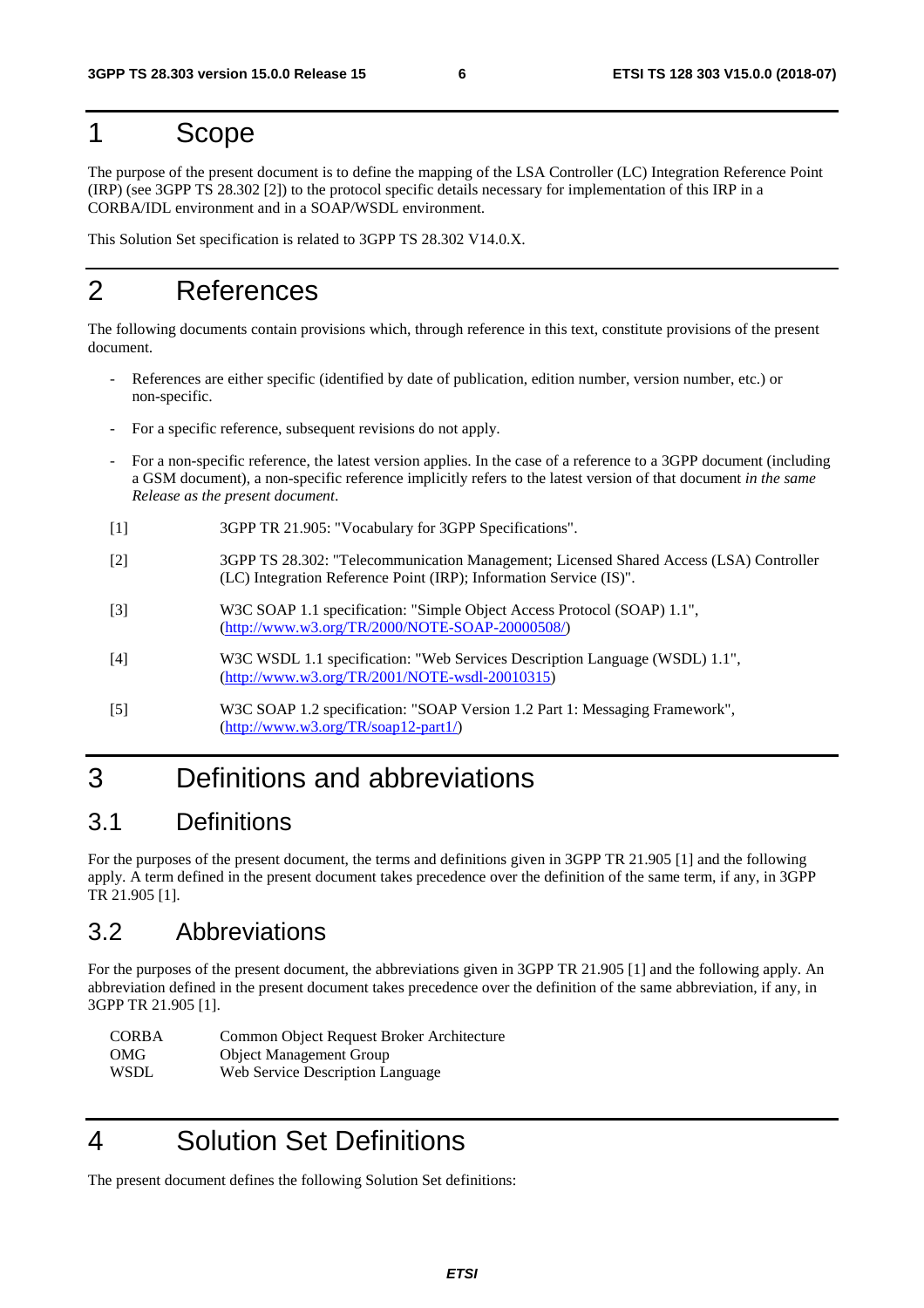# 1 Scope

The purpose of the present document is to define the mapping of the LSA Controller (LC) Integration Reference Point (IRP) (see 3GPP TS 28.302 [2]) to the protocol specific details necessary for implementation of this IRP in a CORBA/IDL environment and in a SOAP/WSDL environment.

This Solution Set specification is related to 3GPP TS 28.302 V14.0.X.

# 2 References

The following documents contain provisions which, through reference in this text, constitute provisions of the present document.

- References are either specific (identified by date of publication, edition number, version number, etc.) or non-specific.
- For a specific reference, subsequent revisions do not apply.
- For a non-specific reference, the latest version applies. In the case of a reference to a 3GPP document (including a GSM document), a non-specific reference implicitly refers to the latest version of that document *in the same Release as the present document*.

[1] 3GPP TR 21.905: "Vocabulary for 3GPP Specifications".

[2] 3GPP TS 28.302: "Telecommunication Management; Licensed Shared Access (LSA) Controller (LC) Integration Reference Point (IRP); Information Service (IS)".

[3] W3C SOAP 1.1 specification: "Simple Object Access Protocol (SOAP) 1.1", (http://www.w3.org/TR/2000/NOTE-SOAP-20000508/)

[4] W3C WSDL 1.1 specification: "Web Services Description Language (WSDL) 1.1", (http://www.w3.org/TR/2001/NOTE-wsdl-20010315)

[5] W3C SOAP 1.2 specification: "SOAP Version 1.2 Part 1: Messaging Framework", (http://www.w3.org/TR/soap12-part1/)

# 3 Definitions and abbreviations

## 3.1 Definitions

For the purposes of the present document, the terms and definitions given in 3GPP TR 21.905 [1] and the following apply. A term defined in the present document takes precedence over the definition of the same term, if any, in 3GPP TR 21.905 [1].

## 3.2 Abbreviations

For the purposes of the present document, the abbreviations given in 3GPP TR 21.905 [1] and the following apply. An abbreviation defined in the present document takes precedence over the definition of the same abbreviation, if any, in 3GPP TR 21.905 [1].

CORBA Common Object Request Broker Architecture
OMG Object Management Group
WSDL Web Service Description Language

# 4 Solution Set Definitions

The present document defines the following Solution Set definitions: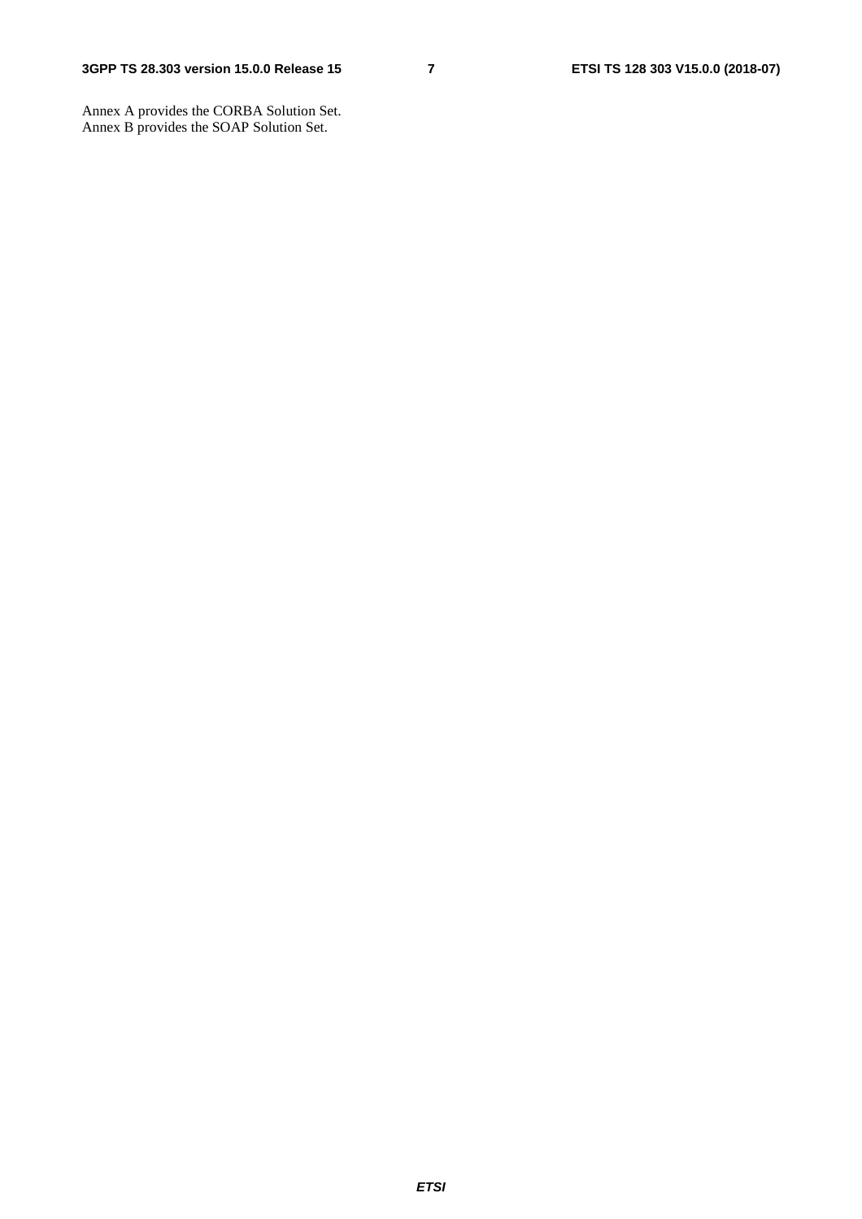Annex A provides the CORBA Solution Set.
Annex B provides the SOAP Solution Set.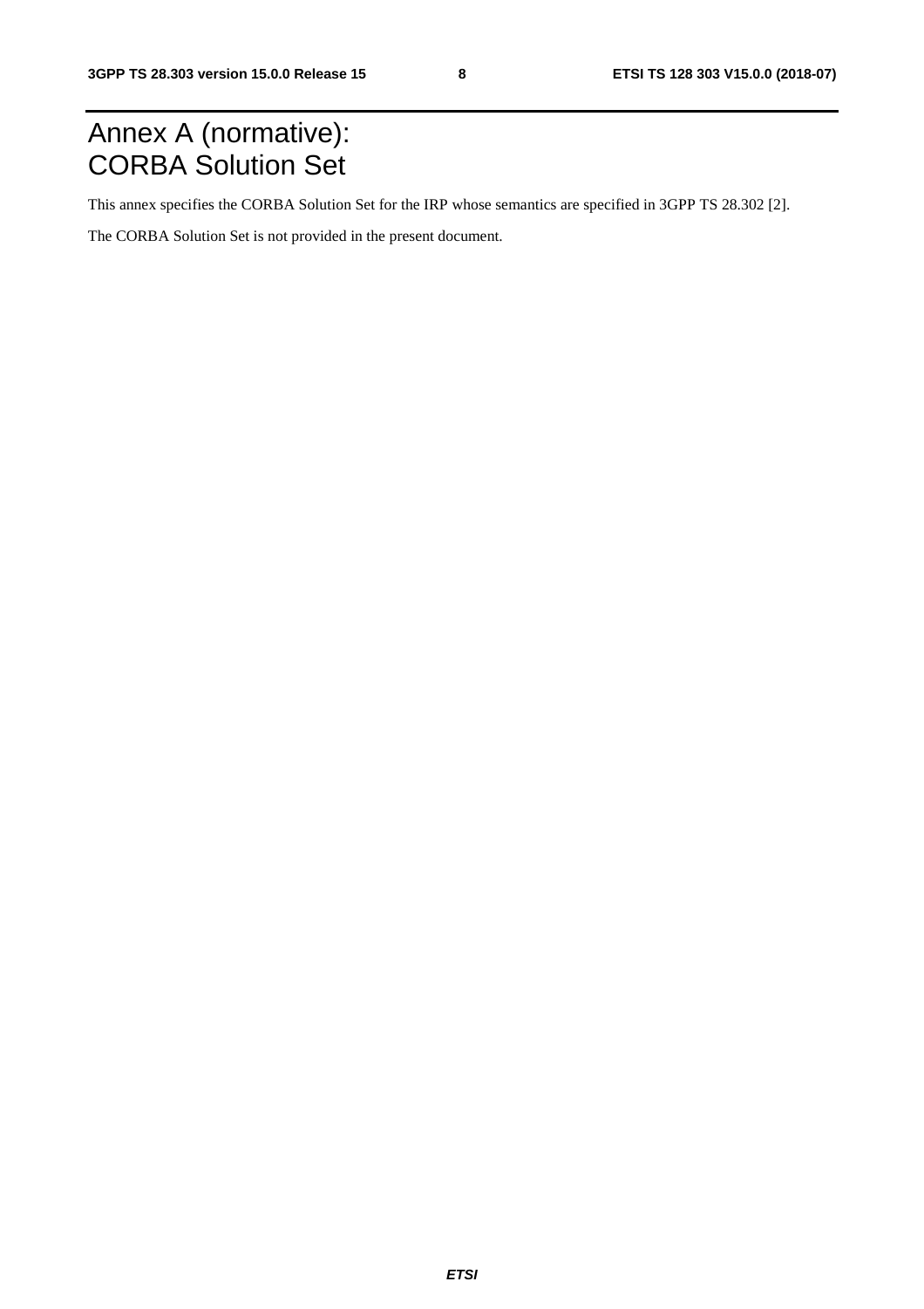# Annex A (normative): CORBA Solution Set

This annex specifies the CORBA Solution Set for the IRP whose semantics are specified in 3GPP TS 28.302 [2].

The CORBA Solution Set is not provided in the present document.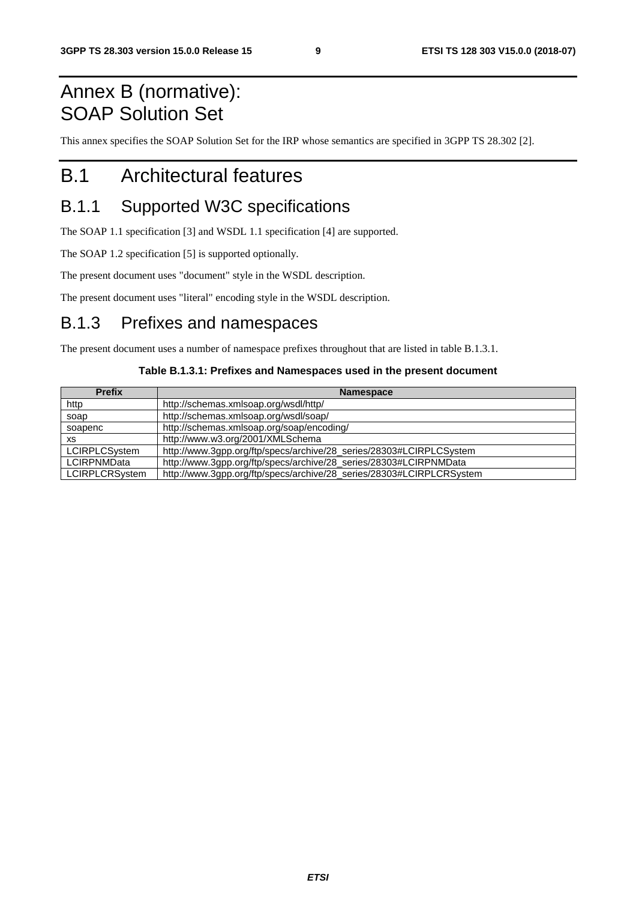# Annex B (normative): SOAP Solution Set

This annex specifies the SOAP Solution Set for the IRP whose semantics are specified in 3GPP TS 28.302 [2].

# B.1 Architectural features

## B.1.1 Supported W3C specifications

The SOAP 1.1 specification [3] and WSDL 1.1 specification [4] are supported.

The SOAP 1.2 specification [5] is supported optionally.

The present document uses "document" style in the WSDL description.

The present document uses "literal" encoding style in the WSDL description.

## B.1.3 Prefixes and namespaces

The present document uses a number of namespace prefixes throughout that are listed in table B.1.3.1.

**Table B.1.3.1: Prefixes and Namespaces used in the present document**

| Prefix | Namespace |
|---|---|
| http | http://schemas.xmlsoap.org/wsdl/http/ |
| soap | http://schemas.xmlsoap.org/wsdl/soap/ |
| soapenc | http://schemas.xmlsoap.org/soap/encoding/ |
| xs | http://www.w3.org/2001/XMLSchema |
| LCIRPLCSystem | http://www.3gpp.org/ftp/specs/archive/28_series/28303#LCIRPLCSystem |
| LCIRPNMData | http://www.3gpp.org/ftp/specs/archive/28_series/28303#LCIRPNMData |
| LCIRPLCRSystem | http://www.3gpp.org/ftp/specs/archive/28_series/28303#LCIRPLCRSystem |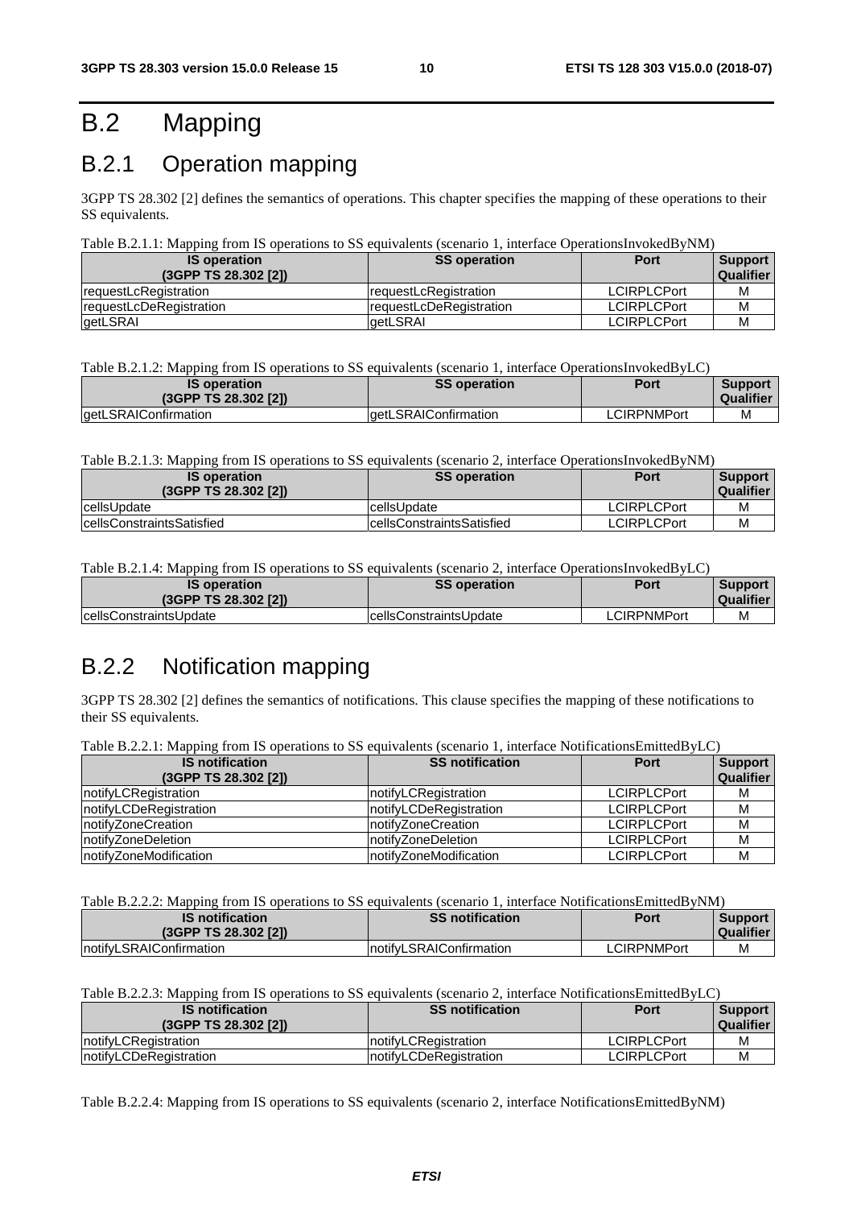# B.2 Mapping

## B.2.1 Operation mapping

3GPP TS 28.302 [2] defines the semantics of operations. This chapter specifies the mapping of these operations to their SS equivalents.

Table B.2.1.1: Mapping from IS operations to SS equivalents (scenario 1, interface OperationsInvokedByNM)

| IS operation (3GPP TS 28.302 [2]) | SS operation | Port | Support Qualifier |
|---|---|---|---|
| requestLcRegistration | requestLcRegistration | LCIRPLCPort | M |
| requestLcDeRegistration | requestLcDeRegistration | LCIRPLCPort | M |
| getLSRAI | getLSRAI | LCIRPLCPort | M |

Table B.2.1.2: Mapping from IS operations to SS equivalents (scenario 1, interface OperationsInvokedByLC)

| IS operation (3GPP TS 28.302 [2]) | SS operation | Port | Support Qualifier |
|---|---|---|---|
| getLSRAIConfirmation | getLSRAIConfirmation | LCIRPNMPort | M |

Table B.2.1.3: Mapping from IS operations to SS equivalents (scenario 2, interface OperationsInvokedByNM)

| IS operation (3GPP TS 28.302 [2]) | SS operation | Port | Support Qualifier |
|---|---|---|---|
| cellsUpdate | cellsUpdate | LCIRPLCPort | M |
| cellsConstraintsSatisfied | cellsConstraintsSatisfied | LCIRPLCPort | M |

Table B.2.1.4: Mapping from IS operations to SS equivalents (scenario 2, interface OperationsInvokedByLC)

| IS operation (3GPP TS 28.302 [2]) | SS operation | Port | Support Qualifier |
|---|---|---|---|
| cellsConstraintsUpdate | cellsConstraintsUpdate | LCIRPNMPort | M |

## B.2.2 Notification mapping

3GPP TS 28.302 [2] defines the semantics of notifications. This clause specifies the mapping of these notifications to their SS equivalents.

Table B.2.2.1: Mapping from IS operations to SS equivalents (scenario 1, interface NotificationsEmittedByLC)

| IS notification (3GPP TS 28.302 [2]) | SS notification | Port | Support Qualifier |
|---|---|---|---|
| notifyLCRegistration | notifyLCRegistration | LCIRPLCPort | M |
| notifyLCDeRegistration | notifyLCDeRegistration | LCIRPLCPort | M |
| notifyZoneCreation | notifyZoneCreation | LCIRPLCPort | M |
| notifyZoneDeletion | notifyZoneDeletion | LCIRPLCPort | M |
| notifyZoneModification | notifyZoneModification | LCIRPLCPort | M |

Table B.2.2.2: Mapping from IS operations to SS equivalents (scenario 1, interface NotificationsEmittedByNM)

| IS notification (3GPP TS 28.302 [2]) | SS notification | Port | Support Qualifier |
|---|---|---|---|
| notifyLSRAIConfirmation | notifyLSRAIConfirmation | LCIRPNMPort | M |

Table B.2.2.3: Mapping from IS operations to SS equivalents (scenario 2, interface NotificationsEmittedByLC)

| IS notification (3GPP TS 28.302 [2]) | SS notification | Port | Support Qualifier |
|---|---|---|---|
| notifyLCRegistration | notifyLCRegistration | LCIRPLCPort | M |
| notifyLCDeRegistration | notifyLCDeRegistration | LCIRPLCPort | M |

Table B.2.2.4: Mapping from IS operations to SS equivalents (scenario 2, interface NotificationsEmittedByNM)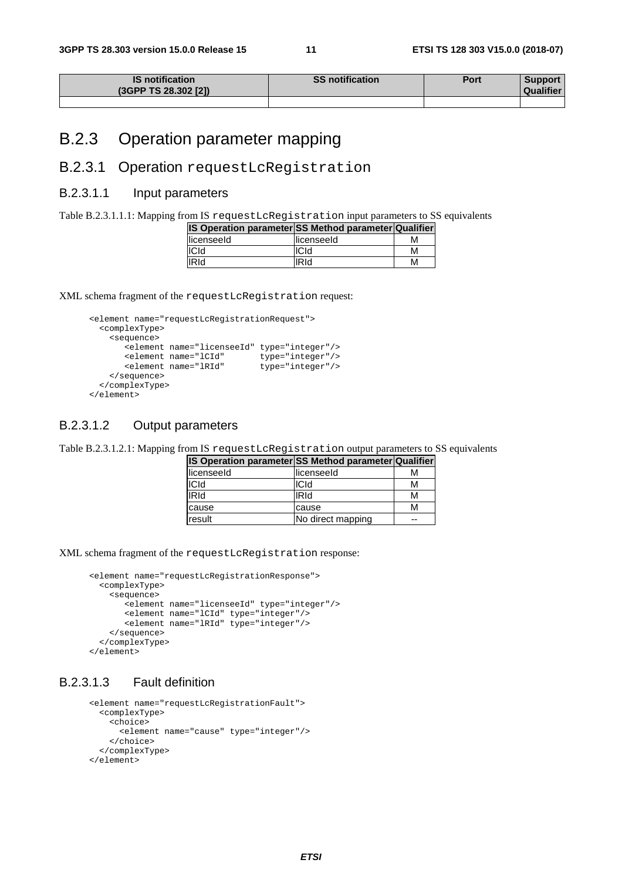| IS notification (3GPP TS 28.302 [2]) | SS notification | Port | Support Qualifier |
|---|---|---|---|
| | | | |

## B.2.3 Operation parameter mapping

### B.2.3.1 Operation requestLcRegistration

#### B.2.3.1.1 Input parameters

Table B.2.3.1.1.1: Mapping from IS requestLcRegistration input parameters to SS equivalents

| IS Operation parameter | SS Method parameter | Qualifier |
|---|---|---|
| licenseeId | licenseeId | M |
| lCId | lCId | M |
| lRId | lRId | M |

XML schema fragment of the requestLcRegistration request:

```
<element name="requestLcRegistrationRequest">
  <complexType>
    <sequence>
       <element name="licenseeId" type="integer"/>
       <element name="lCId"       type="integer"/>
       <element name="lRId"       type="integer"/>
    </sequence>
  </complexType>
</element>
```

#### B.2.3.1.2 Output parameters

Table B.2.3.1.2.1: Mapping from IS requestLcRegistration output parameters to SS equivalents

| IS Operation parameter | SS Method parameter | Qualifier |
|---|---|---|
| licenseeId | licenseeId | M |
| lCId | lCId | M |
| lRId | lRId | M |
| cause | cause | M |
| result | No direct mapping | -- |

XML schema fragment of the requestLcRegistration response:

```
<element name="requestLcRegistrationResponse">
  <complexType>
    <sequence>
       <element name="licenseeId" type="integer"/>
       <element name="lCId" type="integer"/>
       <element name="lRId" type="integer"/>
    </sequence>
  </complexType>
</element>
```

#### B.2.3.1.3 Fault definition

```
<element name="requestLcRegistrationFault">
  <complexType>
    <choice>
      <element name="cause" type="integer"/>
    </choice>
  </complexType>
</element>
```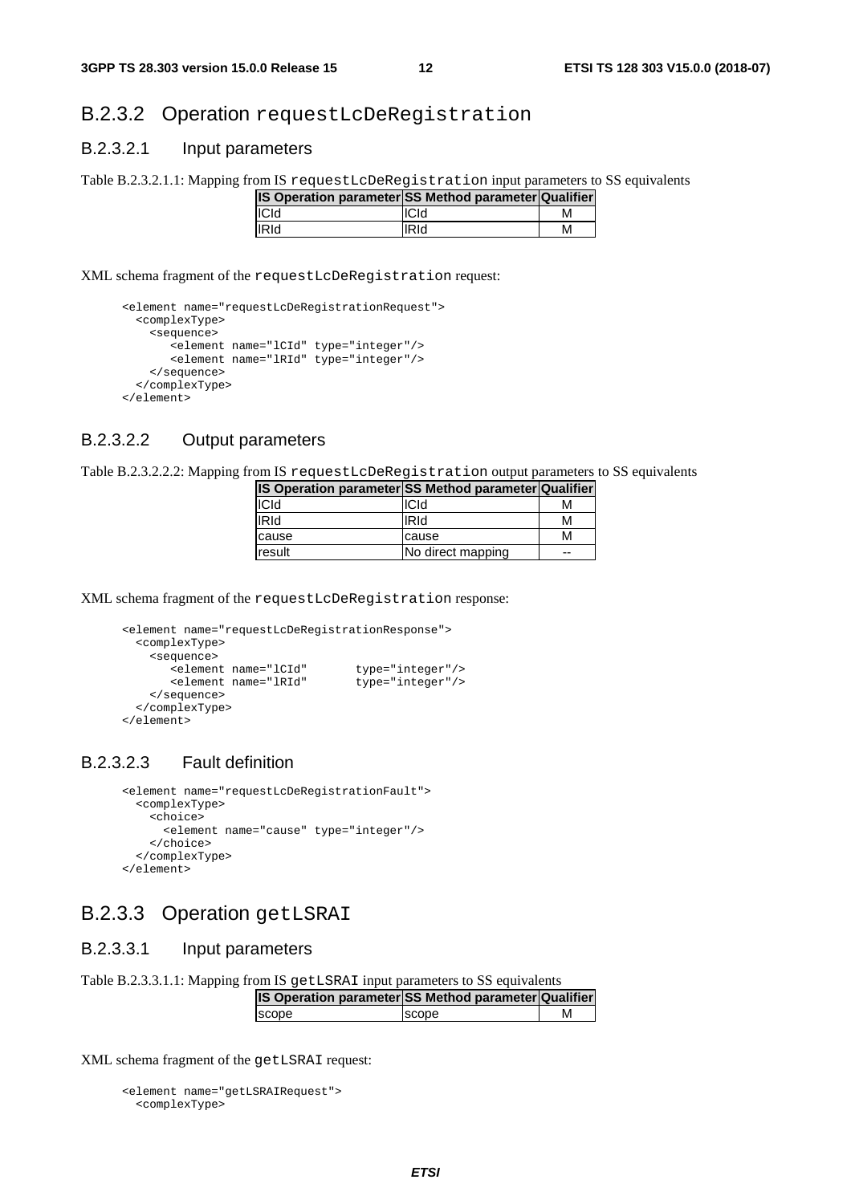### B.2.3.2 Operation requestLcDeRegistration

#### B.2.3.2.1 Input parameters

Table B.2.3.2.1.1: Mapping from IS requestLcDeRegistration input parameters to SS equivalents

| IS Operation parameter | SS Method parameter | Qualifier |
|---|---|---|
| lCId | lCId | M |
| lRId | lRId | M |

XML schema fragment of the requestLcDeRegistration request:

```
<element name="requestLcDeRegistrationRequest">
  <complexType>
    <sequence>
       <element name="lCId" type="integer"/>
       <element name="lRId" type="integer"/>
    </sequence>
  </complexType>
</element>
```

#### B.2.3.2.2 Output parameters

Table B.2.3.2.2.2: Mapping from IS requestLcDeRegistration output parameters to SS equivalents

| IS Operation parameter | SS Method parameter | Qualifier |
|---|---|---|
| lCId | lCId | M |
| lRId | lRId | M |
| cause | cause | M |
| result | No direct mapping | -- |

XML schema fragment of the requestLcDeRegistration response:

```
<element name="requestLcDeRegistrationResponse">
  <complexType>
    <sequence>
       <element name="lCId"       type="integer"/>
       <element name="lRId"       type="integer"/>
    </sequence>
  </complexType>
</element>
```

#### B.2.3.2.3 Fault definition

```
<element name="requestLcDeRegistrationFault">
  <complexType>
    <choice>
      <element name="cause" type="integer"/>
    </choice>
  </complexType>
</element>
```

### B.2.3.3 Operation getLSRAI

#### B.2.3.3.1 Input parameters

Table B.2.3.3.1.1: Mapping from IS getLSRAI input parameters to SS equivalents

| IS Operation parameter | SS Method parameter | Qualifier |
|---|---|---|
| scope | scope | M |

XML schema fragment of the getLSRAI request:

```
<element name="getLSRAIRequest">
  <complexType>
```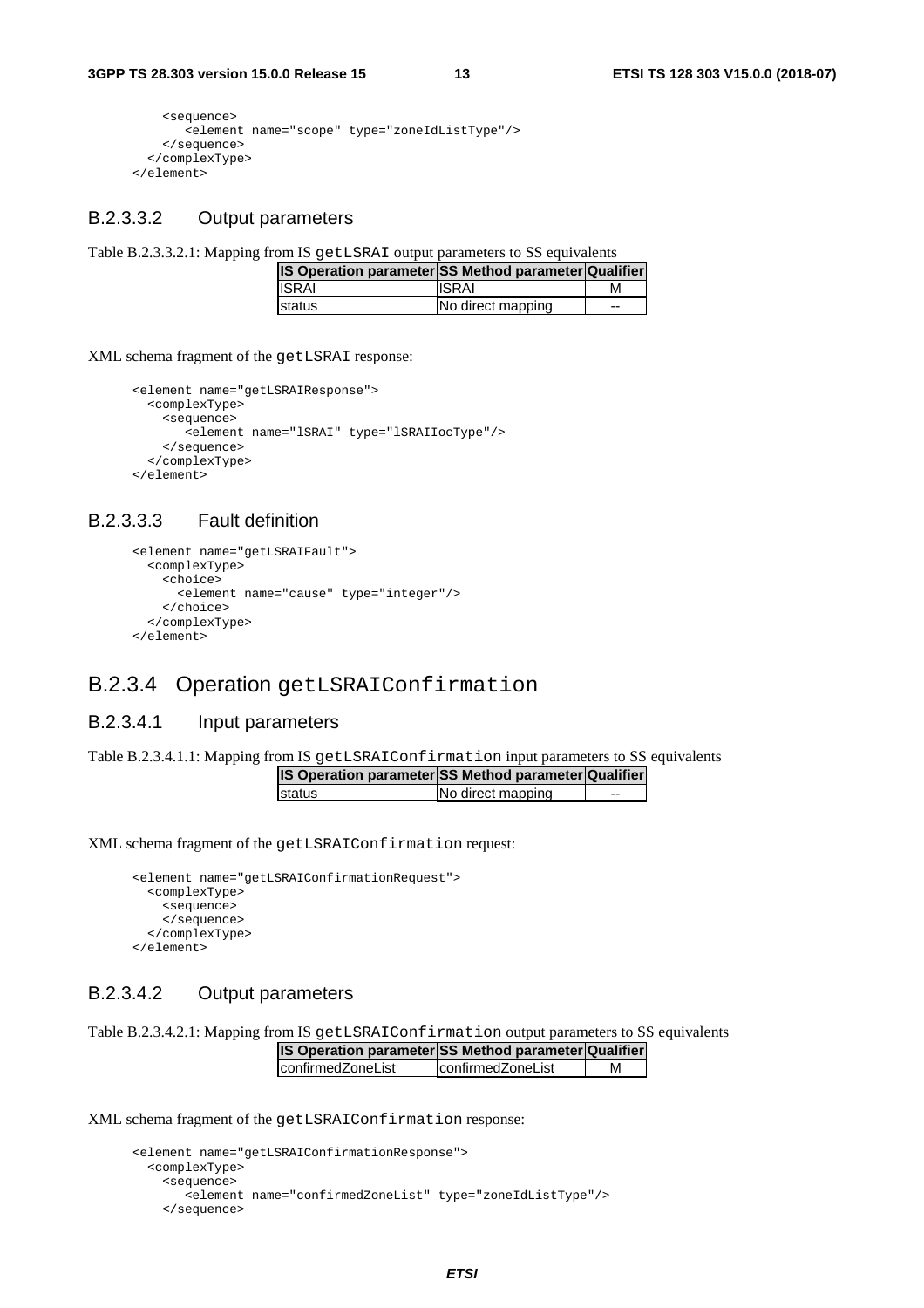```
    <sequence>
      <element name="scope" type="zoneIdListType"/>
    </sequence>
  </complexType>
</element>
```

#### B.2.3.3.2 Output parameters

Table B.2.3.3.2.1: Mapping from IS getLSRAI output parameters to SS equivalents

| IS Operation parameter | SS Method parameter | Qualifier |
|---|---|---|
| lSRAI | lSRAI | M |
| status | No direct mapping | -- |

XML schema fragment of the getLSRAI response:

```
<element name="getLSRAIResponse">
  <complexType>
    <sequence>
      <element name="lSRAI" type="lSRAIIocType"/>
    </sequence>
  </complexType>
</element>
```

#### B.2.3.3.3 Fault definition

```
<element name="getLSRAIFault">
  <complexType>
    <choice>
      <element name="cause" type="integer"/>
    </choice>
  </complexType>
</element>
```

### B.2.3.4 Operation getLSRAIConfirmation

#### B.2.3.4.1 Input parameters

Table B.2.3.4.1.1: Mapping from IS getLSRAIConfirmation input parameters to SS equivalents

| IS Operation parameter | SS Method parameter | Qualifier |
|---|---|---|
| status | No direct mapping | -- |

XML schema fragment of the getLSRAIConfirmation request:

```
<element name="getLSRAIConfirmationRequest">
  <complexType>
    <sequence>
    </sequence>
  </complexType>
</element>
```

#### B.2.3.4.2 Output parameters

Table B.2.3.4.2.1: Mapping from IS getLSRAIConfirmation output parameters to SS equivalents

| IS Operation parameter | SS Method parameter | Qualifier |
|---|---|---|
| confirmedZoneList | confirmedZoneList | M |

XML schema fragment of the getLSRAIConfirmation response:

```
<element name="getLSRAIConfirmationResponse">
  <complexType>
    <sequence>
      <element name="confirmedZoneList" type="zoneIdListType"/>
    </sequence>
```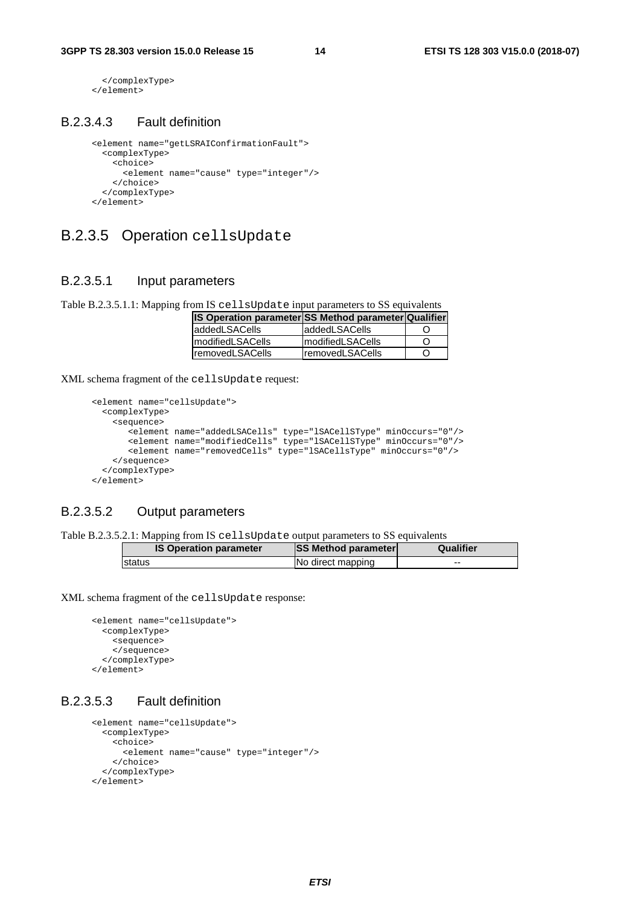```
    </complexType>
  </element>
```

#### B.2.3.4.3 Fault definition

```
<element name="getLSRAIConfirmationFault">
  <complexType>
    <choice>
      <element name="cause" type="integer"/>
    </choice>
  </complexType>
</element>
```

### B.2.3.5 Operation cellsUpdate

#### B.2.3.5.1 Input parameters

Table B.2.3.5.1.1: Mapping from IS cellsUpdate input parameters to SS equivalents

| IS Operation parameter | SS Method parameter | Qualifier |
| --- | --- | --- |
| addedLSACells | addedLSACells | O |
| modifiedLSACells | modifiedLSACells | O |
| removedLSACells | removedLSACells | O |

XML schema fragment of the cellsUpdate request:

```
<element name="cellsUpdate">
  <complexType>
    <sequence>
       <element name="addedLSACells" type="lSACellSType" minOccurs="0"/>
       <element name="modifiedCells" type="lSACellSType" minOccurs="0"/>
       <element name="removedCells" type="lSACellsType" minOccurs="0"/>
    </sequence>
  </complexType>
</element>
```

#### B.2.3.5.2 Output parameters

Table B.2.3.5.2.1: Mapping from IS cellsUpdate output parameters to SS equivalents

| IS Operation parameter | SS Method parameter | Qualifier |
| --- | --- | --- |
| status | No direct mapping | -- |

XML schema fragment of the cellsUpdate response:

```
<element name="cellsUpdate">
  <complexType>
    <sequence>
    </sequence>
  </complexType>
</element>
```

#### B.2.3.5.3 Fault definition

```
<element name="cellsUpdate">
  <complexType>
    <choice>
      <element name="cause" type="integer"/>
    </choice>
  </complexType>
</element>
```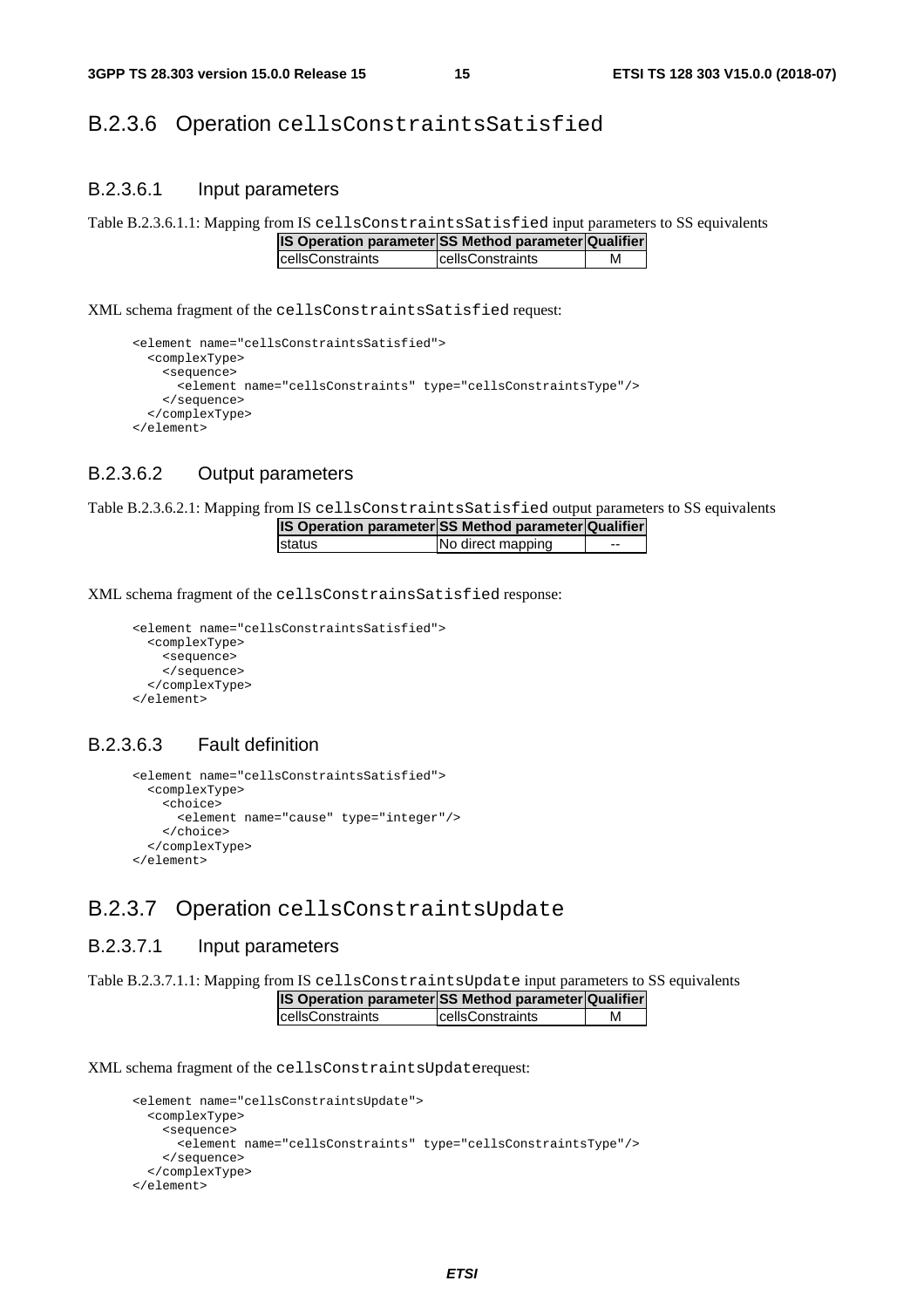### B.2.3.6 Operation cellsConstraintsSatisfied

#### B.2.3.6.1 Input parameters

Table B.2.3.6.1.1: Mapping from IS cellsConstraintsSatisfied input parameters to SS equivalents

| IS Operation parameter | SS Method parameter | Qualifier |
|---|---|---|
| cellsConstraints | cellsConstraints | M |

XML schema fragment of the cellsConstraintsSatisfied request:

```
<element name="cellsConstraintsSatisfied">
  <complexType>
    <sequence>
      <element name="cellsConstraints" type="cellsConstraintsType"/>
    </sequence>
  </complexType>
</element>
```

#### B.2.3.6.2 Output parameters

Table B.2.3.6.2.1: Mapping from IS cellsConstraintsSatisfied output parameters to SS equivalents

| IS Operation parameter | SS Method parameter | Qualifier |
|---|---|---|
| status | No direct mapping | -- |

XML schema fragment of the cellsConstrainsSatisfied response:

```
<element name="cellsConstraintsSatisfied">
  <complexType>
    <sequence>
    </sequence>
  </complexType>
</element>
```

#### B.2.3.6.3 Fault definition

```
<element name="cellsConstraintsSatisfied">
  <complexType>
    <choice>
      <element name="cause" type="integer"/>
    </choice>
  </complexType>
</element>
```

### B.2.3.7 Operation cellsConstraintsUpdate

#### B.2.3.7.1 Input parameters

Table B.2.3.7.1.1: Mapping from IS cellsConstraintsUpdate input parameters to SS equivalents

| IS Operation parameter | SS Method parameter | Qualifier |
|---|---|---|
| cellsConstraints | cellsConstraints | M |

XML schema fragment of the cellsConstraintsUpdaterequest:

```
<element name="cellsConstraintsUpdate">
  <complexType>
    <sequence>
      <element name="cellsConstraints" type="cellsConstraintsType"/>
    </sequence>
  </complexType>
</element>
```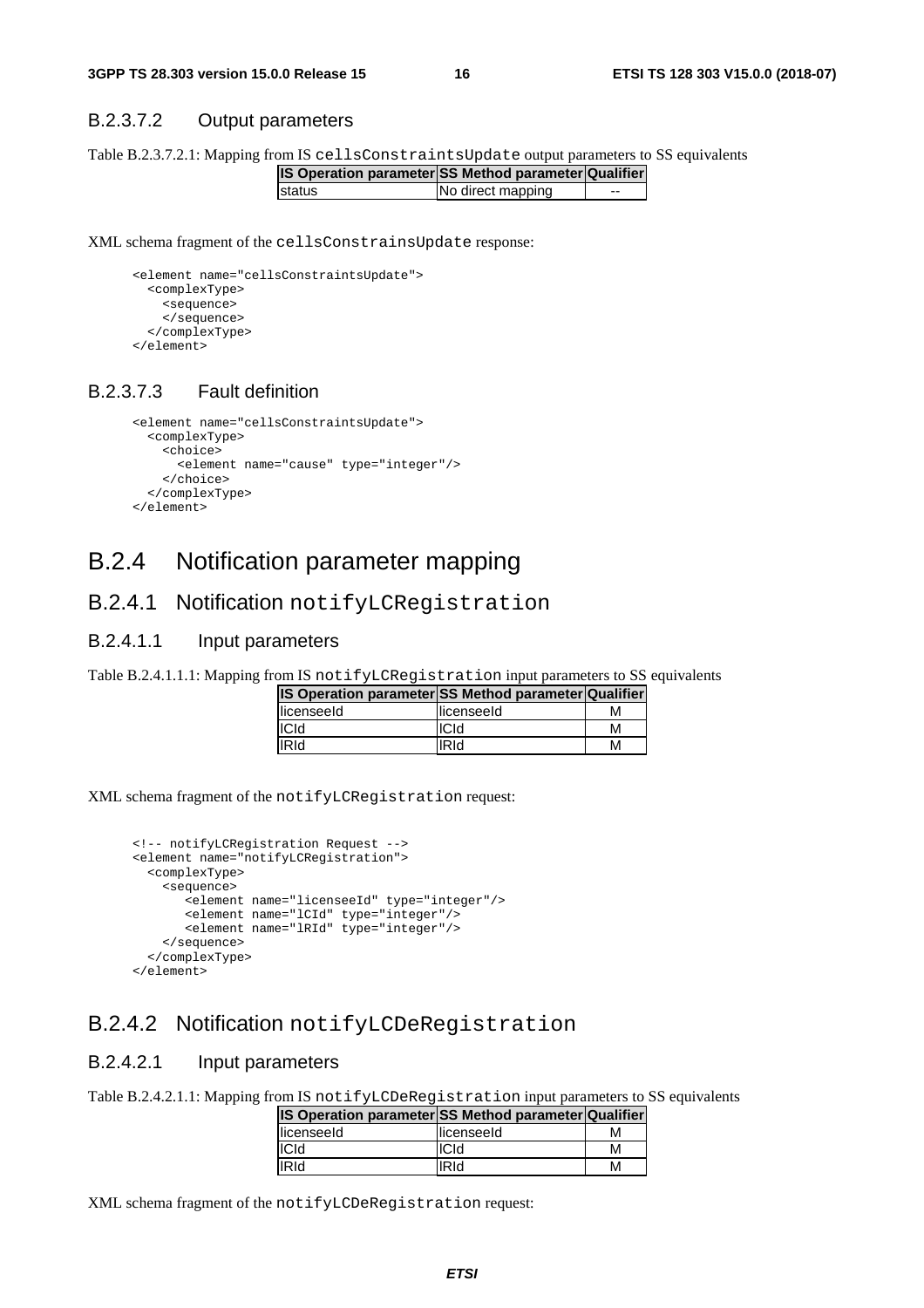#### B.2.3.7.2 Output parameters

Table B.2.3.7.2.1: Mapping from IS `cellsConstraintsUpdate` output parameters to SS equivalents

| IS Operation parameter | SS Method parameter | Qualifier |
|---|---|---|
| status | No direct mapping | -- |

XML schema fragment of the `cellsConstrainsUpdate` response:

```
<element name="cellsConstraintsUpdate">
  <complexType>
    <sequence>
    </sequence>
  </complexType>
</element>
```

#### B.2.3.7.3 Fault definition

```
<element name="cellsConstraintsUpdate">
  <complexType>
    <choice>
      <element name="cause" type="integer"/>
    </choice>
  </complexType>
</element>
```

## B.2.4 Notification parameter mapping

### B.2.4.1 Notification `notifyLCRegistration`

#### B.2.4.1.1 Input parameters

Table B.2.4.1.1.1: Mapping from IS `notifyLCRegistration` input parameters to SS equivalents

| IS Operation parameter | SS Method parameter | Qualifier |
|---|---|---|
| licenseeId | licenseeId | M |
| lCId | lCId | M |
| lRId | lRId | M |

XML schema fragment of the `notifyLCRegistration` request:

```
<!-- notifyLCRegistration Request -->
<element name="notifyLCRegistration">
  <complexType>
    <sequence>
       <element name="licenseeId" type="integer"/>
       <element name="lCId" type="integer"/>
       <element name="lRId" type="integer"/>
    </sequence>
  </complexType>
</element>
```

### B.2.4.2 Notification `notifyLCDeRegistration`

#### B.2.4.2.1 Input parameters

Table B.2.4.2.1.1: Mapping from IS `notifyLCDeRegistration` input parameters to SS equivalents

| IS Operation parameter | SS Method parameter | Qualifier |
|---|---|---|
| licenseeId | licenseeId | M |
| lCId | lCId | M |
| lRId | lRId | M |

XML schema fragment of the `notifyLCDeRegistration` request: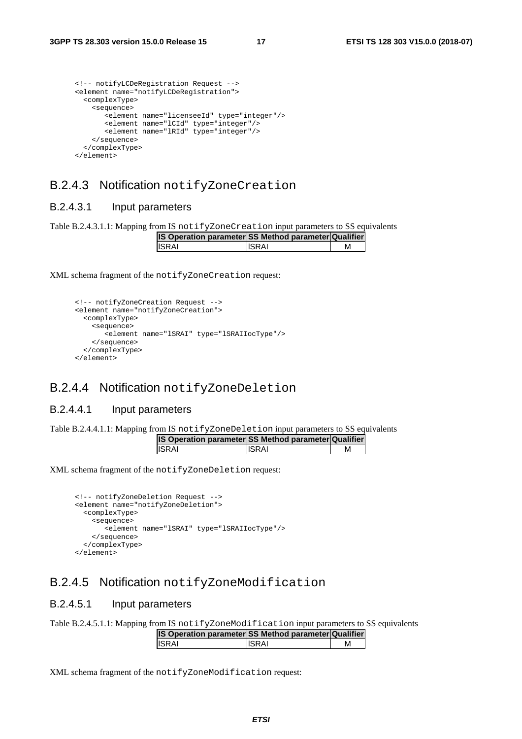```
<!-- notifyLCDeRegistration Request -->
<element name="notifyLCDeRegistration">
  <complexType>
    <sequence>
      <element name="licenseeId" type="integer"/>
      <element name="lCId" type="integer"/>
      <element name="lRId" type="integer"/>
    </sequence>
  </complexType>
</element>
```

### B.2.4.3 Notification notifyZoneCreation

#### B.2.4.3.1 Input parameters

Table B.2.4.3.1.1: Mapping from IS notifyZoneCreation input parameters to SS equivalents

| IS Operation parameter | SS Method parameter | Qualifier |
|---|---|---|
| lSRAI | lSRAI | M |

XML schema fragment of the notifyZoneCreation request:

```
<!-- notifyZoneCreation Request -->
<element name="notifyZoneCreation">
  <complexType>
    <sequence>
      <element name="lSRAI" type="lSRAIIocType"/>
    </sequence>
  </complexType>
</element>
```

### B.2.4.4 Notification notifyZoneDeletion

#### B.2.4.4.1 Input parameters

Table B.2.4.4.1.1: Mapping from IS notifyZoneDeletion input parameters to SS equivalents

| IS Operation parameter | SS Method parameter | Qualifier |
|---|---|---|
| lSRAI | lSRAI | M |

XML schema fragment of the notifyZoneDeletion request:

```
<!-- notifyZoneDeletion Request -->
<element name="notifyZoneDeletion">
  <complexType>
    <sequence>
      <element name="lSRAI" type="lSRAIIocType"/>
    </sequence>
  </complexType>
</element>
```

### B.2.4.5 Notification notifyZoneModification

#### B.2.4.5.1 Input parameters

Table B.2.4.5.1.1: Mapping from IS notifyZoneModification input parameters to SS equivalents

| IS Operation parameter | SS Method parameter | Qualifier |
|---|---|---|
| lSRAI | lSRAI | M |

XML schema fragment of the notifyZoneModification request: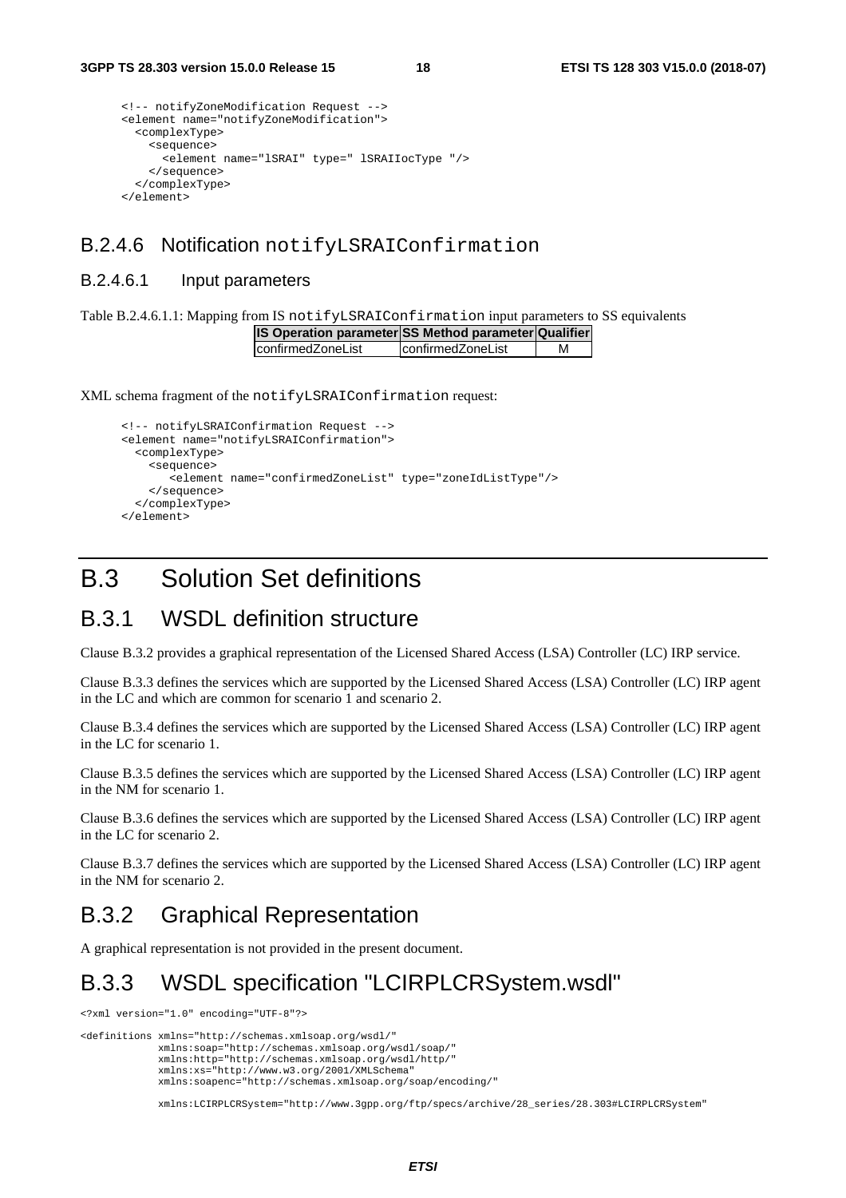```
<!-- notifyZoneModification Request -->
<element name="notifyZoneModification">
  <complexType>
    <sequence>
      <element name="lSRAI" type=" lSRAIIocType "/>
    </sequence>
  </complexType>
</element>
```

### B.2.4.6 Notification notifyLSRAIConfirmation

#### B.2.4.6.1 Input parameters

Table B.2.4.6.1.1: Mapping from IS notifyLSRAIConfirmation input parameters to SS equivalents

| IS Operation parameter | SS Method parameter | Qualifier |
| --- | --- | --- |
| confirmedZoneList | confirmedZoneList | M |

XML schema fragment of the notifyLSRAIConfirmation request:

```
<!-- notifyLSRAIConfirmation Request -->
<element name="notifyLSRAIConfirmation">
  <complexType>
    <sequence>
       <element name="confirmedZoneList" type="zoneIdListType"/>
    </sequence>
  </complexType>
</element>
```

# B.3 Solution Set definitions

## B.3.1 WSDL definition structure

Clause B.3.2 provides a graphical representation of the Licensed Shared Access (LSA) Controller (LC) IRP service.

Clause B.3.3 defines the services which are supported by the Licensed Shared Access (LSA) Controller (LC) IRP agent in the LC and which are common for scenario 1 and scenario 2.

Clause B.3.4 defines the services which are supported by the Licensed Shared Access (LSA) Controller (LC) IRP agent in the LC for scenario 1.

Clause B.3.5 defines the services which are supported by the Licensed Shared Access (LSA) Controller (LC) IRP agent in the NM for scenario 1.

Clause B.3.6 defines the services which are supported by the Licensed Shared Access (LSA) Controller (LC) IRP agent in the LC for scenario 2.

Clause B.3.7 defines the services which are supported by the Licensed Shared Access (LSA) Controller (LC) IRP agent in the NM for scenario 2.

## B.3.2 Graphical Representation

A graphical representation is not provided in the present document.

## B.3.3 WSDL specification "LCIRPLCRSystem.wsdl"

```
<?xml version="1.0" encoding="UTF-8"?>

<definitions xmlns="http://schemas.xmlsoap.org/wsdl/"
            xmlns:soap="http://schemas.xmlsoap.org/wsdl/soap/"
            xmlns:http="http://schemas.xmlsoap.org/wsdl/http/"
            xmlns:xs="http://www.w3.org/2001/XMLSchema"
            xmlns:soapenc="http://schemas.xmlsoap.org/soap/encoding/"

            xmlns:LCIRPLCRSystem="http://www.3gpp.org/ftp/specs/archive/28_series/28.303#LCIRPLCRSystem"
```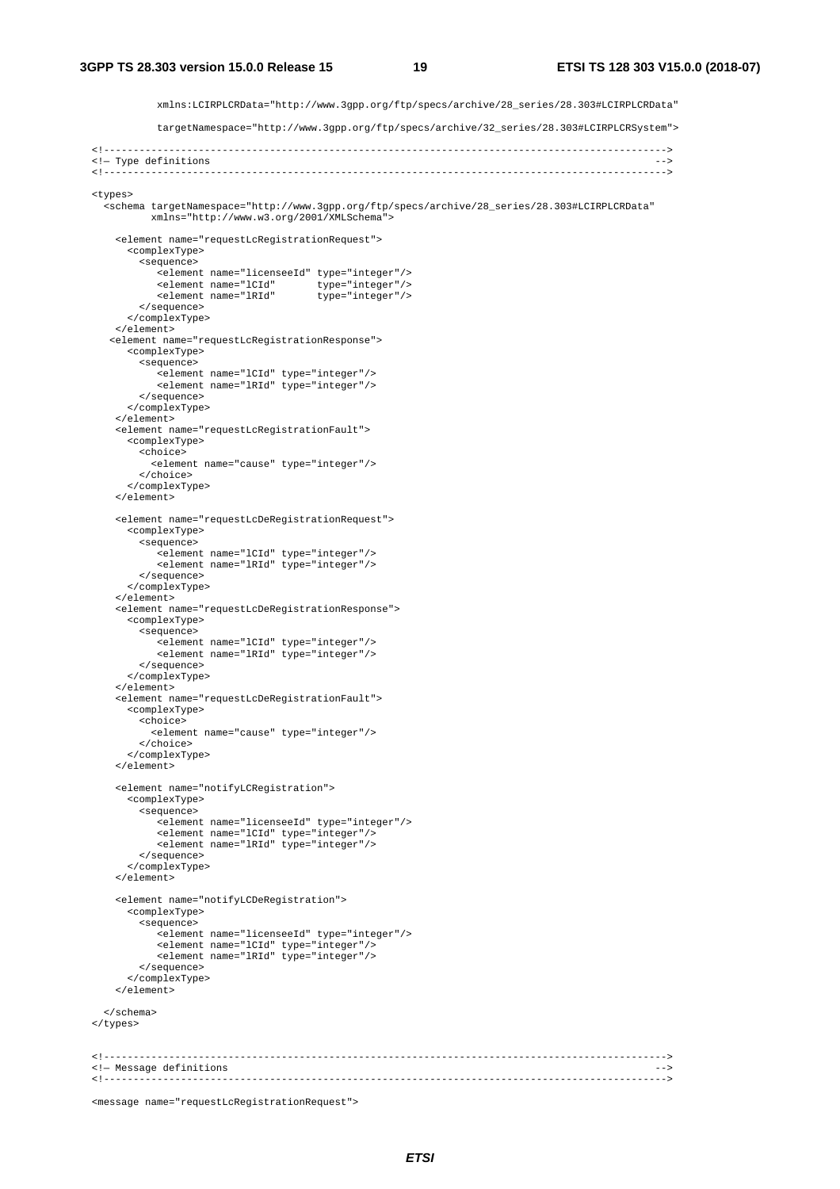```
           xmlns:LCIRPLCRData="http://www.3gpp.org/ftp/specs/archive/28_series/28.303#LCIRPLCRData"

           targetNamespace="http://www.3gpp.org/ftp/specs/archive/32_series/28.303#LCIRPLCRSystem">

<!--------------------------------------------------------------------------------------------------->
<!— Type definitions                                                                                -->
<!--------------------------------------------------------------------------------------------------->

<types>
  <schema targetNamespace="http://www.3gpp.org/ftp/specs/archive/28_series/28.303#LCIRPLCRData"
          xmlns="http://www.w3.org/2001/XMLSchema">

    <element name="requestLcRegistrationRequest">
      <complexType>
        <sequence>
           <element name="licenseeId" type="integer"/>
           <element name="lCId"       type="integer"/>
           <element name="lRId"       type="integer"/>
        </sequence>
      </complexType>
    </element>
   <element name="requestLcRegistrationResponse">
      <complexType>
        <sequence>
           <element name="lCId" type="integer"/>
           <element name="lRId" type="integer"/>
        </sequence>
      </complexType>
    </element>
    <element name="requestLcRegistrationFault">
      <complexType>
        <choice>
          <element name="cause" type="integer"/>
        </choice>
      </complexType>
    </element>

    <element name="requestLcDeRegistrationRequest">
      <complexType>
        <sequence>
           <element name="lCId" type="integer"/>
           <element name="lRId" type="integer"/>
        </sequence>
      </complexType>
    </element>
    <element name="requestLcDeRegistrationResponse">
      <complexType>
        <sequence>
           <element name="lCId" type="integer"/>
           <element name="lRId" type="integer"/>
        </sequence>
      </complexType>
    </element>
    <element name="requestLcDeRegistrationFault">
      <complexType>
        <choice>
          <element name="cause" type="integer"/>
        </choice>
      </complexType>
    </element>

    <element name="notifyLCRegistration">
      <complexType>
        <sequence>
           <element name="licenseeId" type="integer"/>
           <element name="lCId" type="integer"/>
           <element name="lRId" type="integer"/>
        </sequence>
      </complexType>
    </element>

    <element name="notifyLCDeRegistration">
      <complexType>
        <sequence>
           <element name="licenseeId" type="integer"/>
           <element name="lCId" type="integer"/>
           <element name="lRId" type="integer"/>
        </sequence>
      </complexType>
    </element>

  </schema>
</types>


<!--------------------------------------------------------------------------------------------------->
<!— Message definitions                                                                             -->
<!--------------------------------------------------------------------------------------------------->

<message name="requestLcRegistrationRequest">
```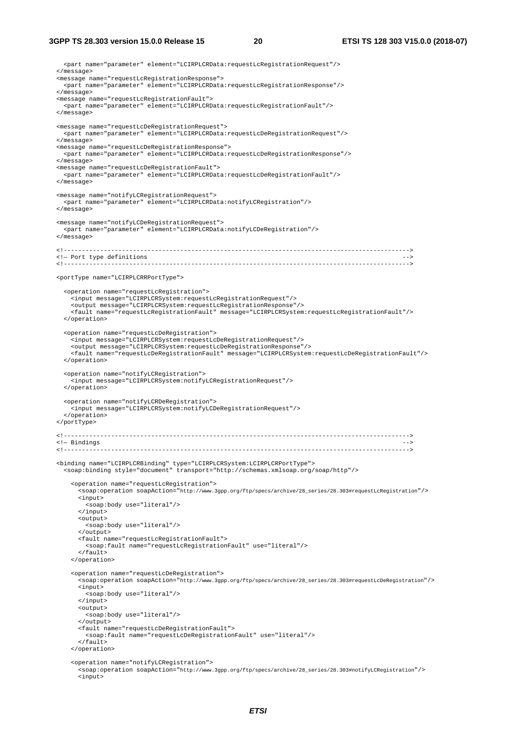```
    <part name="parameter" element="LCIRPLCRData:requestLcRegistrationRequest"/>
  </message>
  <message name="requestLcRegistrationResponse">
    <part name="parameter" element="LCIRPLCRData:requestLcRegistrationResponse"/>
  </message>
  <message name="requestLcRegistrationFault">
    <part name="parameter" element="LCIRPLCRData:requestLcRegistrationFault"/>
  </message>

  <message name="requestLcDeRegistrationRequest">
    <part name="parameter" element="LCIRPLCRData:requestLcDeRegistrationRequest"/>
  </message>
  <message name="requestLcDeRegistrationResponse">
    <part name="parameter" element="LCIRPLCRData:requestLcDeRegistrationResponse"/>
  </message>
  <message name="requestLcDeRegistrationFault">
    <part name="parameter" element="LCIRPLCRData:requestLcDeRegistrationFault"/>
  </message>

  <message name="notifyLCRegistrationRequest">
    <part name="parameter" element="LCIRPLCRData:notifyLCRegistration"/>
  </message>

  <message name="notifyLCDeRegistrationRequest">
    <part name="parameter" element="LCIRPLCRData:notifyLCDeRegistration"/>
  </message>

  <!--------------------------------------------------------------------------------------------->
  <!— Port type definitions                                                                    -->
  <!--------------------------------------------------------------------------------------------->

  <portType name="LCIRPLCRRPortType">

    <operation name="requestLcRegistration">
      <input message="LCIRPLCRSystem:requestLcRegistrationRequest"/>
      <output message="LCIRPLCRSystem:requestLcRegistrationResponse"/>
      <fault name="requestLcRegistrationFault" message="LCIRPLCRSystem:requestLcRegistrationFault"/>
    </operation>

    <operation name="requestLcDeRegistration">
      <input message="LCIRPLCRSystem:requestLcDeRegistrationRequest"/>
      <output message="LCIRPLCRSystem:requestLcDeRegistrationResponse"/>
      <fault name="requestLcDeRegistrationFault" message="LCIRPLCRSystem:requestLcDeRegistrationFault"/>
    </operation>

    <operation name="notifyLCRegistration">
      <input message="LCIRPLCRSystem:notifyLCRegistrationRequest"/>
    </operation>

    <operation name="notifyLCRDeRegistration">
      <input message="LCIRPLCRSystem:notifyLCDeRegistrationRequest"/>
    </operation>
  </portType>

  <!--------------------------------------------------------------------------------------------->
  <!— Bindings                                                                                 -->
  <!--------------------------------------------------------------------------------------------->

  <binding name="LCIRPLCRBinding" type="LCIRPLCRSystem:LCIRPLCRPortType">
    <soap:binding style="document" transport="http://schemas.xmlsoap.org/soap/http"/>

      <operation name="requestLcRegistration">
        <soap:operation soapAction="http://www.3gpp.org/ftp/specs/archive/28_series/28.303#requestLcRegistration"/>
        <input>
          <soap:body use="literal"/>
        </input>
        <output>
          <soap:body use="literal"/>
        </output>
        <fault name="requestLcRegistrationFault">
          <soap:fault name="requestLcRegistrationFault" use="literal"/>
        </fault>
      </operation>

      <operation name="requestLcDeRegistration">
        <soap:operation soapAction="http://www.3gpp.org/ftp/specs/archive/28_series/28.303#requestLcDeRegistration"/>
        <input>
          <soap:body use="literal"/>
        </input>
        <output>
          <soap:body use="literal"/>
        </output>
        <fault name="requestLcDeRegistrationFault">
          <soap:fault name="requestLcDeRegistrationFault" use="literal"/>
        </fault>
      </operation>

      <operation name="notifyLCRegistration">
        <soap:operation soapAction="http://www.3gpp.org/ftp/specs/archive/28_series/28.303#notifyLCRegistration"/>
        <input>
```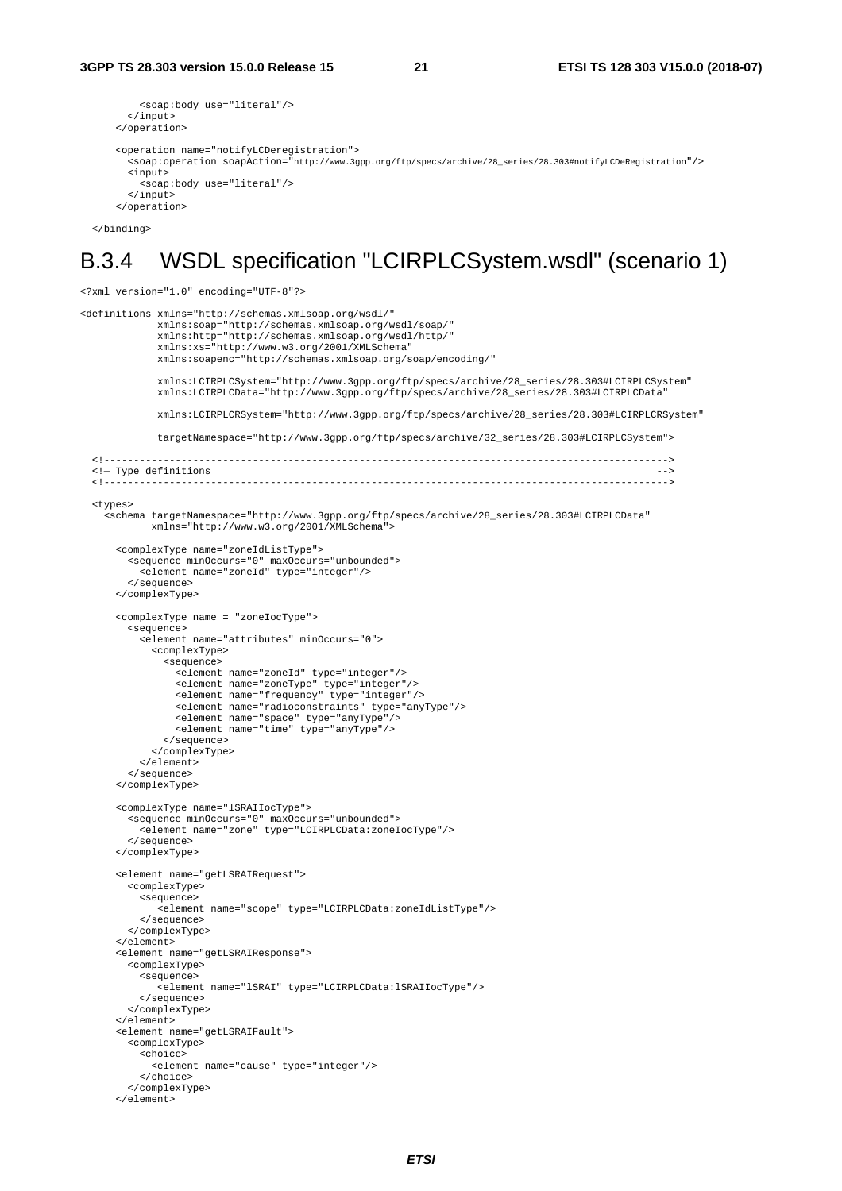```
          <soap:body use="literal"/>
        </input>
      </operation>

      <operation name="notifyLCDeregistration">
        <soap:operation soapAction="http://www.3gpp.org/ftp/specs/archive/28_series/28.303#notifyLCDeRegistration"/>
        <input>
          <soap:body use="literal"/>
        </input>
      </operation>

  </binding>
```

## B.3.4 WSDL specification "LCIRPLCSystem.wsdl" (scenario 1)

```
<?xml version="1.0" encoding="UTF-8"?>

<definitions xmlns="http://schemas.xmlsoap.org/wsdl/"
             xmlns:soap="http://schemas.xmlsoap.org/wsdl/soap/"
             xmlns:http="http://schemas.xmlsoap.org/wsdl/http/"
             xmlns:xs="http://www.w3.org/2001/XMLSchema"
             xmlns:soapenc="http://schemas.xmlsoap.org/soap/encoding/"

             xmlns:LCIRPLCSystem="http://www.3gpp.org/ftp/specs/archive/28_series/28.303#LCIRPLCSystem"
             xmlns:LCIRPLCData="http://www.3gpp.org/ftp/specs/archive/28_series/28.303#LCIRPLCData"

             xmlns:LCIRPLCRSystem="http://www.3gpp.org/ftp/specs/archive/28_series/28.303#LCIRPLCRSystem"

             targetNamespace="http://www.3gpp.org/ftp/specs/archive/32_series/28.303#LCIRPLCSystem">

  <!------------------------------------------------------------------------------------------------->
  <!— Type definitions                                                                             -->
  <!------------------------------------------------------------------------------------------------->

  <types>
    <schema targetNamespace="http://www.3gpp.org/ftp/specs/archive/28_series/28.303#LCIRPLCData"
            xmlns="http://www.w3.org/2001/XMLSchema">

      <complexType name="zoneIdListType">
        <sequence minOccurs="0" maxOccurs="unbounded">
          <element name="zoneId" type="integer"/>
        </sequence>
      </complexType>

      <complexType name = "zoneIocType">
        <sequence>
          <element name="attributes" minOccurs="0">
            <complexType>
              <sequence>
                <element name="zoneId" type="integer"/>
                <element name="zoneType" type="integer"/>
                <element name="frequency" type="integer"/>
                <element name="radioconstraints" type="anyType"/>
                <element name="space" type="anyType"/>
                <element name="time" type="anyType"/>
              </sequence>
            </complexType>
          </element>
        </sequence>
      </complexType>

      <complexType name="lSRAIIocType">
        <sequence minOccurs="0" maxOccurs="unbounded">
          <element name="zone" type="LCIRPLCData:zoneIocType"/>
        </sequence>
      </complexType>

      <element name="getLSRAIRequest">
        <complexType>
          <sequence>
             <element name="scope" type="LCIRPLCData:zoneIdListType"/>
          </sequence>
        </complexType>
      </element>
      <element name="getLSRAIResponse">
        <complexType>
          <sequence>
             <element name="lSRAI" type="LCIRPLCData:lSRAIIocType"/>
          </sequence>
        </complexType>
      </element>
      <element name="getLSRAIFault">
        <complexType>
          <choice>
            <element name="cause" type="integer"/>
          </choice>
        </complexType>
      </element>
```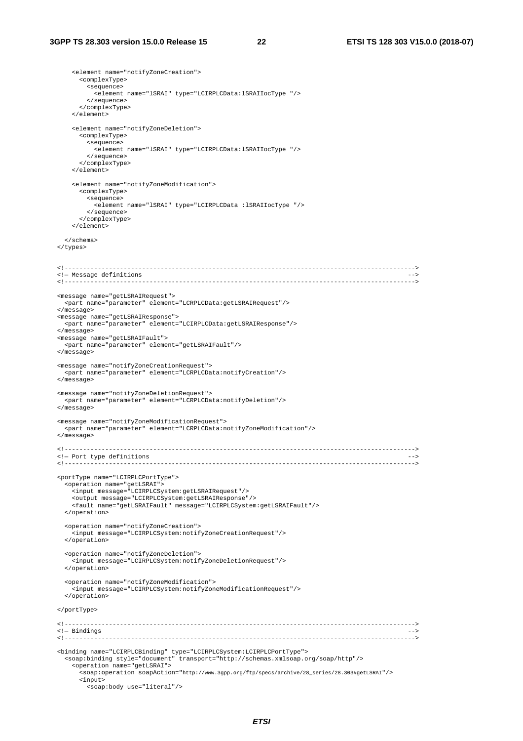```
    <element name="notifyZoneCreation">
      <complexType>
        <sequence>
          <element name="lSRAI" type="LCIRPLCData:lSRAIIocType "/>
        </sequence>
      </complexType>
    </element>

    <element name="notifyZoneDeletion">
      <complexType>
        <sequence>
          <element name="lSRAI" type="LCIRPLCData:lSRAIIocType "/>
        </sequence>
      </complexType>
    </element>

    <element name="notifyZoneModification">
      <complexType>
        <sequence>
          <element name="lSRAI" type="LCIRPLCData :lSRAIIocType "/>
        </sequence>
      </complexType>
    </element>

  </schema>
</types>


<!--------------------------------------------------------------------------------------------->
<!— Message definitions                                                                         -->
<!--------------------------------------------------------------------------------------------->

<message name="getLSRAIRequest">
  <part name="parameter" element="LCRPLCData:getLSRAIRequest"/>
</message>
<message name="getLSRAIResponse">
  <part name="parameter" element="LCIRPLCData:getLSRAIResponse"/>
</message>
<message name="getLSRAIFault">
  <part name="parameter" element="getLSRAIFault"/>
</message>

<message name="notifyZoneCreationRequest">
  <part name="parameter" element="LCRPLCData:notifyCreation"/>
</message>

<message name="notifyZoneDeletionRequest">
  <part name="parameter" element="LCRPLCData:notifyDeletion"/>
</message>

<message name="notifyZoneModificationRequest">
  <part name="parameter" element="LCRPLCData:notifyZoneModification"/>
</message>

<!--------------------------------------------------------------------------------------------->
<!— Port type definitions                                                                       -->
<!--------------------------------------------------------------------------------------------->

<portType name="LCIRPLCPortType">
  <operation name="getLSRAI">
    <input message="LCIRPLCSystem:getLSRAIRequest"/>
    <output message="LCIRPLCSystem:getLSRAIResponse"/>
    <fault name="getLSRAIFault" message="LCIRPLCSystem:getLSRAIFault"/>
  </operation>

  <operation name="notifyZoneCreation">
    <input message="LCIRPLCSystem:notifyZoneCreationRequest"/>
  </operation>

  <operation name="notifyZoneDeletion">
    <input message="LCIRPLCSystem:notifyZoneDeletionRequest"/>
  </operation>

  <operation name="notifyZoneModification">
    <input message="LCIRPLCSystem:notifyZoneModificationRequest"/>
  </operation>

</portType>

<!--------------------------------------------------------------------------------------------->
<!— Bindings                                                                                    -->
<!--------------------------------------------------------------------------------------------->

<binding name="LCIRPLCBinding" type="LCIRPLCSystem:LCIRPLCPortType">
  <soap:binding style="document" transport="http://schemas.xmlsoap.org/soap/http"/>
    <operation name="getLSRAI">
      <soap:operation soapAction="http://www.3gpp.org/ftp/specs/archive/28_series/28.303#getLSRAI"/>
      <input>
        <soap:body use="literal"/>
```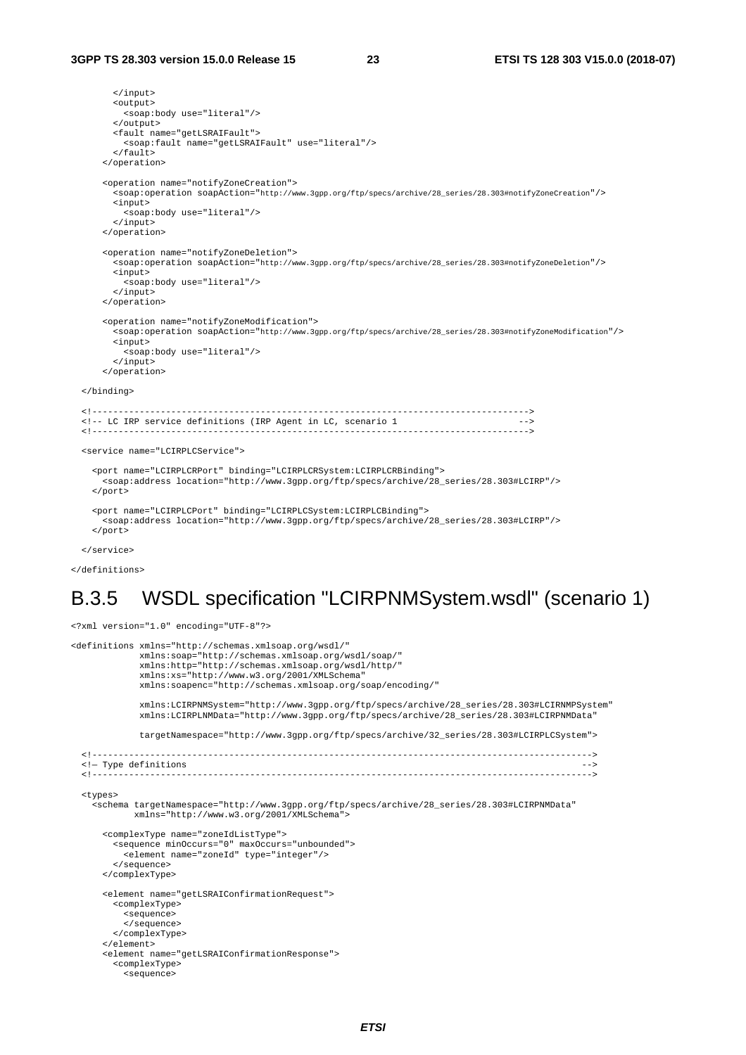```
        </input>
        <output>
          <soap:body use="literal"/>
        </output>
        <fault name="getLSRAIFault">
          <soap:fault name="getLSRAIFault" use="literal"/>
        </fault>
      </operation>

      <operation name="notifyZoneCreation">
        <soap:operation soapAction="http://www.3gpp.org/ftp/specs/archive/28_series/28.303#notifyZoneCreation"/>
        <input>
          <soap:body use="literal"/>
        </input>
      </operation>

      <operation name="notifyZoneDeletion">
        <soap:operation soapAction="http://www.3gpp.org/ftp/specs/archive/28_series/28.303#notifyZoneDeletion"/>
        <input>
          <soap:body use="literal"/>
        </input>
      </operation>

      <operation name="notifyZoneModification">
        <soap:operation soapAction="http://www.3gpp.org/ftp/specs/archive/28_series/28.303#notifyZoneModification"/>
        <input>
          <soap:body use="literal"/>
        </input>
      </operation>

  </binding>

  <!------------------------------------------------------------------------------------>
  <!-- LC IRP service definitions (IRP Agent in LC, scenario 1                       -->
  <!------------------------------------------------------------------------------------>

  <service name="LCIRPLCService">

    <port name="LCIRPLCRPort" binding="LCIRPLCRSystem:LCIRPLCRBinding">
      <soap:address location="http://www.3gpp.org/ftp/specs/archive/28_series/28.303#LCIRP"/>
    </port>

    <port name="LCIRPLCPort" binding="LCIRPLCSystem:LCIRPLCBinding">
      <soap:address location="http://www.3gpp.org/ftp/specs/archive/28_series/28.303#LCIRP"/>
    </port>

  </service>

</definitions>
```

## B.3.5 WSDL specification "LCIRPNMSystem.wsdl" (scenario 1)

```
<?xml version="1.0" encoding="UTF-8"?>

<definitions xmlns="http://schemas.xmlsoap.org/wsdl/"
             xmlns:soap="http://schemas.xmlsoap.org/wsdl/soap/"
             xmlns:http="http://schemas.xmlsoap.org/wsdl/http/"
             xmlns:xs="http://www.w3.org/2001/XMLSchema"
             xmlns:soapenc="http://schemas.xmlsoap.org/soap/encoding/"

             xmlns:LCIRPNMSystem="http://www.3gpp.org/ftp/specs/archive/28_series/28.303#LCIRNMPSystem"
             xmlns:LCIRPLNMData="http://www.3gpp.org/ftp/specs/archive/28_series/28.303#LCIRPNMData"

             targetNamespace="http://www.3gpp.org/ftp/specs/archive/32_series/28.303#LCIRPLCSystem">

  <!------------------------------------------------------------------------------------------------>
  <!— Type definitions                                                                            -->
  <!------------------------------------------------------------------------------------------------>

  <types>
    <schema targetNamespace="http://www.3gpp.org/ftp/specs/archive/28_series/28.303#LCIRPNMData"
            xmlns="http://www.w3.org/2001/XMLSchema">

      <complexType name="zoneIdListType">
        <sequence minOccurs="0" maxOccurs="unbounded">
          <element name="zoneId" type="integer"/>
        </sequence>
      </complexType>

      <element name="getLSRAIConfirmationRequest">
        <complexType>
          <sequence>
          </sequence>
        </complexType>
      </element>
      <element name="getLSRAIConfirmationResponse">
        <complexType>
          <sequence>
```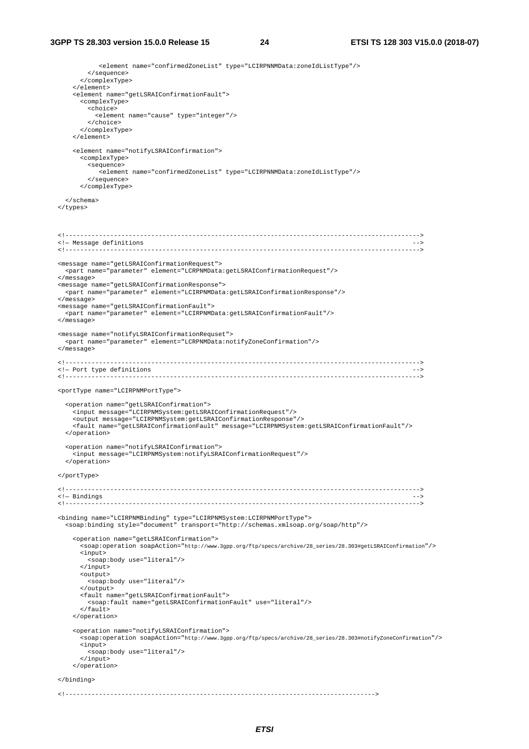```
          <element name="confirmedZoneList" type="LCIRPNNMData:zoneIdListType"/>
        </sequence>
      </complexType>
    </element>
    <element name="getLSRAIConfirmationFault">
      <complexType>
        <choice>
          <element name="cause" type="integer"/>
        </choice>
      </complexType>
    </element>

    <element name="notifyLSRAIConfirmation">
      <complexType>
        <sequence>
          <element name="confirmedZoneList" type="LCIRPNNMData:zoneIdListType"/>
        </sequence>
      </complexType>

  </schema>
</types>



<!-------------------------------------------------------------------------------------------->
<!— Message definitions                                                                     -->
<!-------------------------------------------------------------------------------------------->

<message name="getLSRAIConfirmationRequest">
  <part name="parameter" element="LCRPNMData:getLSRAIConfirmationRequest"/>
</message>
<message name="getLSRAIConfirmationResponse">
  <part name="parameter" element="LCIRPNMData:getLSRAIConfirmationResponse"/>
</message>
<message name="getLSRAIConfirmationFault">
  <part name="parameter" element="LCIRPNMData:getLSRAIConfirmationFault"/>
</message>

<message name="notifyLSRAIConfirmationRequset">
  <part name="parameter" element="LCRPNMData:notifyZoneConfirmation"/>
</message>

<!-------------------------------------------------------------------------------------------->
<!— Port type definitions                                                                   -->
<!-------------------------------------------------------------------------------------------->

<portType name="LCIRPNMPortType">

  <operation name="getLSRAIConfirmation">
    <input message="LCIRPNMSystem:getLSRAIConfirmationRequest"/>
    <output message="LCIRPNMSystem:getLSRAIConfirmationResponse"/>
    <fault name="getLSRAIConfirmationFault" message="LCIRPNMSystem:getLSRAIConfirmationFault"/>
  </operation>

  <operation name="notifyLSRAIConfirmation">
    <input message="LCIRPNMSystem:notifyLSRAIConfirmationRequest"/>
  </operation>

</portType>

<!-------------------------------------------------------------------------------------------->
<!— Bindings                                                                                -->
<!-------------------------------------------------------------------------------------------->

<binding name="LCIRPNMBinding" type="LCIRPNMSystem:LCIRPNMPortType">
  <soap:binding style="document" transport="http://schemas.xmlsoap.org/soap/http"/>

    <operation name="getLSRAIConfirmation">
      <soap:operation soapAction="http://www.3gpp.org/ftp/specs/archive/28_series/28.303#getLSRAIConfirmation"/>
      <input>
        <soap:body use="literal"/>
      </input>
      <output>
        <soap:body use="literal"/>
      </output>
      <fault name="getLSRAIConfirmationFault">
        <soap:fault name="getLSRAIConfirmationFault" use="literal"/>
      </fault>
    </operation>

    <operation name="notifyLSRAIConfirmation">
      <soap:operation soapAction="http://www.3gpp.org/ftp/specs/archive/28_series/28.303#notifyZoneConfirmation"/>
      <input>
        <soap:body use="literal"/>
      </input>
    </operation>

</binding>

<!---------------------------------------------------------------------------------->
```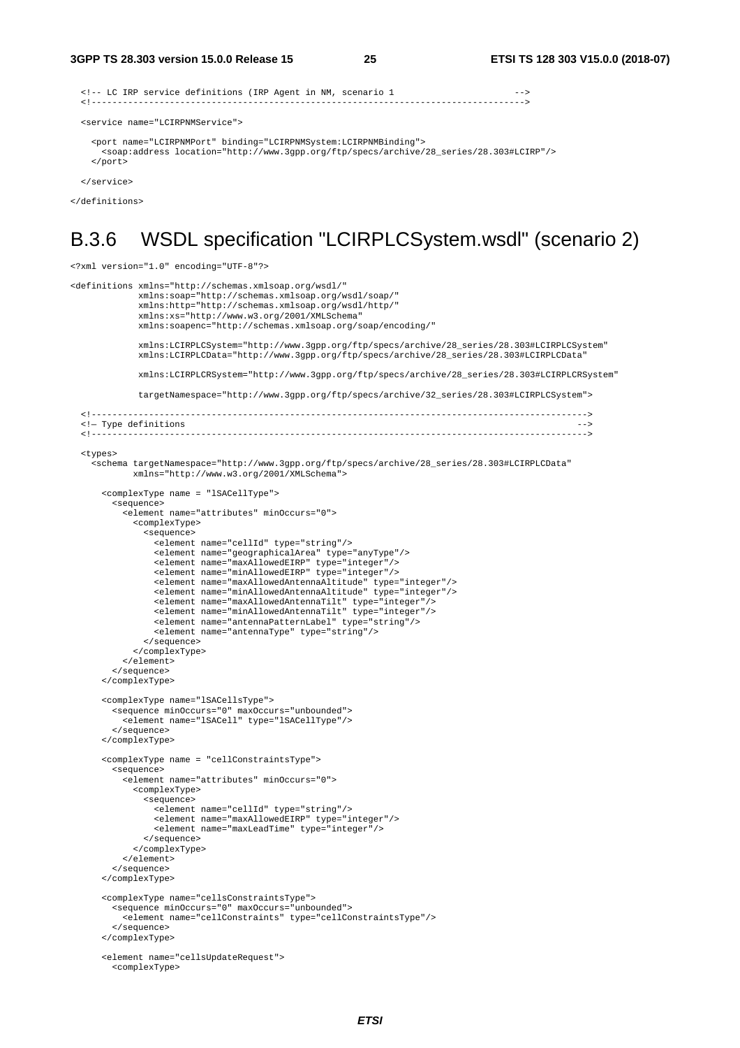```
  <!-- LC IRP service definitions (IRP Agent in NM, scenario 1                        -->
  <!--------------------------------------------------------------------------------->

  <service name="LCIRPNMService">

    <port name="LCIRPNMPort" binding="LCIRPNMSystem:LCIRPNMBinding">
      <soap:address location="http://www.3gpp.org/ftp/specs/archive/28_series/28.303#LCIRP"/>
    </port>

  </service>

</definitions>
```

## B.3.6 WSDL specification "LCIRPLCSystem.wsdl" (scenario 2)

```
<?xml version="1.0" encoding="UTF-8"?>

<definitions xmlns="http://schemas.xmlsoap.org/wsdl/"
             xmlns:soap="http://schemas.xmlsoap.org/wsdl/soap/"
             xmlns:http="http://schemas.xmlsoap.org/wsdl/http/"
             xmlns:xs="http://www.w3.org/2001/XMLSchema"
             xmlns:soapenc="http://schemas.xmlsoap.org/soap/encoding/"

             xmlns:LCIRPLCSystem="http://www.3gpp.org/ftp/specs/archive/28_series/28.303#LCIRPLCSystem"
             xmlns:LCIRPLCData="http://www.3gpp.org/ftp/specs/archive/28_series/28.303#LCIRPLCData"

             xmlns:LCIRPLCRSystem="http://www.3gpp.org/ftp/specs/archive/28_series/28.303#LCIRPLCRSystem"

             targetNamespace="http://www.3gpp.org/ftp/specs/archive/32_series/28.303#LCIRPLCSystem">

  <!------------------------------------------------------------------------------------------------->
  <!— Type definitions                                                                              -->
  <!------------------------------------------------------------------------------------------------->

  <types>
    <schema targetNamespace="http://www.3gpp.org/ftp/specs/archive/28_series/28.303#LCIRPLCData"
            xmlns="http://www.w3.org/2001/XMLSchema">

      <complexType name = "lSACellType">
        <sequence>
          <element name="attributes" minOccurs="0">
            <complexType>
              <sequence>
                <element name="cellId" type="string"/>
                <element name="geographicalArea" type="anyType"/>
                <element name="maxAllowedEIRP" type="integer"/>
                <element name="minAllowedEIRP" type="integer"/>
                <element name="maxAllowedAntennaAltitude" type="integer"/>
                <element name="minAllowedAntennaAltitude" type="integer"/>
                <element name="maxAllowedAntennaTilt" type="integer"/>
                <element name="minAllowedAntennaTilt" type="integer"/>
                <element name="antennaPatternLabel" type="string"/>
                <element name="antennaType" type="string"/>
              </sequence>
            </complexType>
          </element>
        </sequence>
      </complexType>

      <complexType name="lSACellsType">
        <sequence minOccurs="0" maxOccurs="unbounded">
          <element name="lSACell" type="lSACellType"/>
        </sequence>
      </complexType>

      <complexType name = "cellConstraintsType">
        <sequence>
          <element name="attributes" minOccurs="0">
            <complexType>
              <sequence>
                <element name="cellId" type="string"/>
                <element name="maxAllowedEIRP" type="integer"/>
                <element name="maxLeadTime" type="integer"/>
              </sequence>
            </complexType>
          </element>
        </sequence>
      </complexType>

      <complexType name="cellsConstraintsType">
        <sequence minOccurs="0" maxOccurs="unbounded">
          <element name="cellConstraints" type="cellConstraintsType"/>
        </sequence>
      </complexType>

      <element name="cellsUpdateRequest">
        <complexType>
```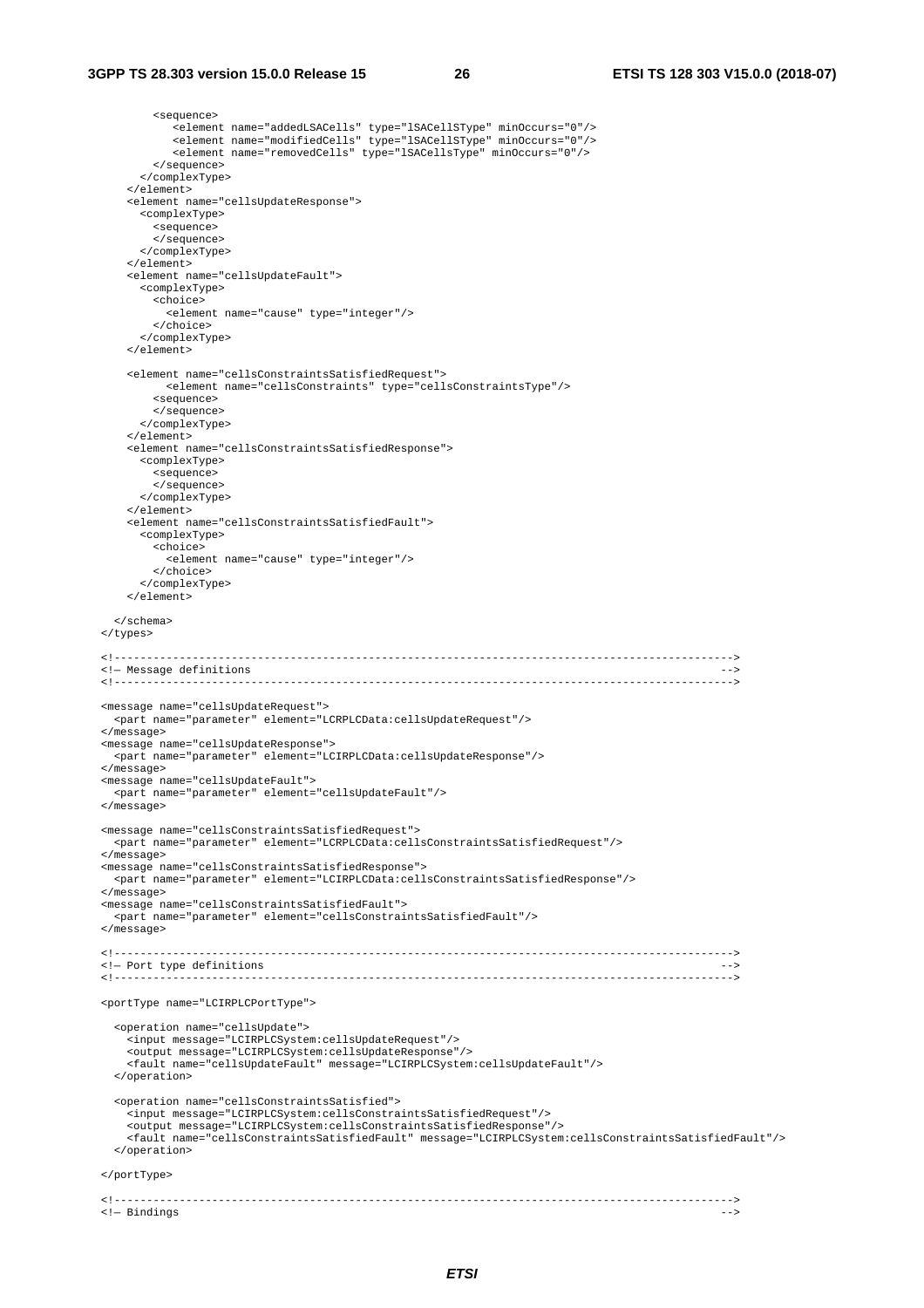```
        <sequence>
          <element name="addedLSACells" type="lSACellSType" minOccurs="0"/>
          <element name="modifiedCells" type="lSACellSType" minOccurs="0"/>
          <element name="removedCells" type="lSACellsType" minOccurs="0"/>
        </sequence>
      </complexType>
    </element>
    <element name="cellsUpdateResponse">
      <complexType>
        <sequence>
        </sequence>
      </complexType>
    </element>
    <element name="cellsUpdateFault">
      <complexType>
        <choice>
          <element name="cause" type="integer"/>
        </choice>
      </complexType>
    </element>

    <element name="cellsConstraintsSatisfiedRequest">
          <element name="cellsConstraints" type="cellsConstraintsType"/>
        <sequence>
        </sequence>
      </complexType>
    </element>
    <element name="cellsConstraintsSatisfiedResponse">
      <complexType>
        <sequence>
        </sequence>
      </complexType>
    </element>
    <element name="cellsConstraintsSatisfiedFault">
      <complexType>
        <choice>
          <element name="cause" type="integer"/>
        </choice>
      </complexType>
    </element>

  </schema>
</types>

<!------------------------------------------------------------------------------------------------>
<!— Message definitions                                                                         -->
<!------------------------------------------------------------------------------------------------>

<message name="cellsUpdateRequest">
  <part name="parameter" element="LCRPLCData:cellsUpdateRequest"/>
</message>
<message name="cellsUpdateResponse">
  <part name="parameter" element="LCIRPLCData:cellsUpdateResponse"/>
</message>
<message name="cellsUpdateFault">
  <part name="parameter" element="cellsUpdateFault"/>
</message>

<message name="cellsConstraintsSatisfiedRequest">
  <part name="parameter" element="LCRPLCData:cellsConstraintsSatisfiedRequest"/>
</message>
<message name="cellsConstraintsSatisfiedResponse">
  <part name="parameter" element="LCIRPLCData:cellsConstraintsSatisfiedResponse"/>
</message>
<message name="cellsConstraintsSatisfiedFault">
  <part name="parameter" element="cellsConstraintsSatisfiedFault"/>
</message>

<!------------------------------------------------------------------------------------------------>
<!— Port type definitions                                                                       -->
<!------------------------------------------------------------------------------------------------>

<portType name="LCIRPLCPortType">

  <operation name="cellsUpdate">
    <input message="LCIRPLCSystem:cellsUpdateRequest"/>
    <output message="LCIRPLCSystem:cellsUpdateResponse"/>
    <fault name="cellsUpdateFault" message="LCIRPLCSystem:cellsUpdateFault"/>
  </operation>

  <operation name="cellsConstraintsSatisfied">
    <input message="LCIRPLCSystem:cellsConstraintsSatisfiedRequest"/>
    <output message="LCIRPLCSystem:cellsConstraintsSatisfiedResponse"/>
    <fault name="cellsConstraintsSatisfiedFault" message="LCIRPLCSystem:cellsConstraintsSatisfiedFault"/>
  </operation>

</portType>

<!------------------------------------------------------------------------------------------------>
<!— Bindings                                                                                    -->
```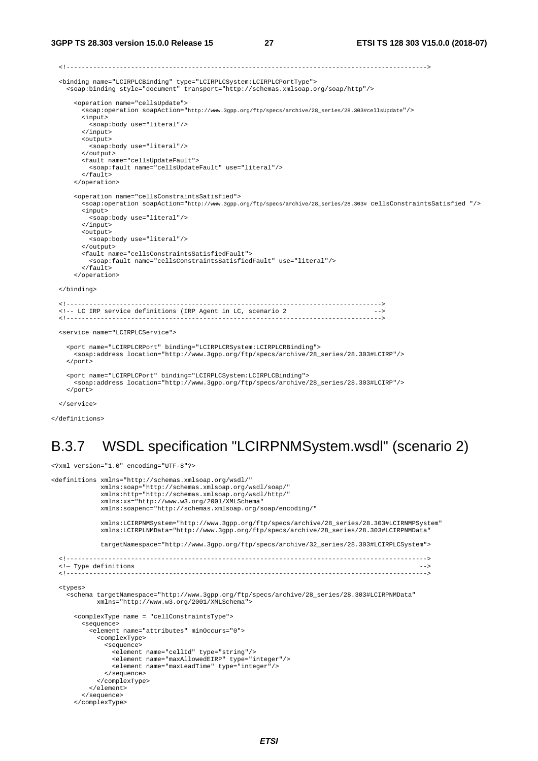```
  <!---------------------------------------------------------------------------------------------->

  <binding name="LCIRPLCBinding" type="LCIRPLCSystem:LCIRPLCPortType">
    <soap:binding style="document" transport="http://schemas.xmlsoap.org/soap/http"/>

      <operation name="cellsUpdate">
        <soap:operation soapAction="http://www.3gpp.org/ftp/specs/archive/28_series/28.303#cellsUpdate"/>
        <input>
          <soap:body use="literal"/>
        </input>
        <output>
          <soap:body use="literal"/>
        </output>
        <fault name="cellsUpdateFault">
          <soap:fault name="cellsUpdateFault" use="literal"/>
        </fault>
      </operation>

      <operation name="cellsConstraintsSatisfied">
        <soap:operation soapAction="http://www.3gpp.org/ftp/specs/archive/28_series/28.303# cellsConstraintsSatisfied "/>
        <input>
          <soap:body use="literal"/>
        </input>
        <output>
          <soap:body use="literal"/>
        </output>
        <fault name="cellsConstraintsSatisfiedFault">
          <soap:fault name="cellsConstraintsSatisfiedFault" use="literal"/>
        </fault>
      </operation>

  </binding>

  <!------------------------------------------------------------------------------------>
  <!-- LC IRP service definitions (IRP Agent in LC, scenario 2                       -->
  <!------------------------------------------------------------------------------------>

  <service name="LCIRPLCService">

    <port name="LCIRPLCRPort" binding="LCIRPLCRSystem:LCIRPLCRBinding">
      <soap:address location="http://www.3gpp.org/ftp/specs/archive/28_series/28.303#LCIRP"/>
    </port>

    <port name="LCIRPLCPort" binding="LCIRPLCSystem:LCIRPLCBinding">
      <soap:address location="http://www.3gpp.org/ftp/specs/archive/28_series/28.303#LCIRP"/>
    </port>

  </service>

</definitions>
```

## B.3.7 WSDL specification "LCIRPNMSystem.wsdl" (scenario 2)

```
<?xml version="1.0" encoding="UTF-8"?>

<definitions xmlns="http://schemas.xmlsoap.org/wsdl/"
             xmlns:soap="http://schemas.xmlsoap.org/wsdl/soap/"
             xmlns:http="http://schemas.xmlsoap.org/wsdl/http/"
             xmlns:xs="http://www.w3.org/2001/XMLSchema"
             xmlns:soapenc="http://schemas.xmlsoap.org/soap/encoding/"

             xmlns:LCIRPNMSystem="http://www.3gpp.org/ftp/specs/archive/28_series/28.303#LCIRNMPSystem"
             xmlns:LCIRPLNMData="http://www.3gpp.org/ftp/specs/archive/28_series/28.303#LCIRPNMData"

             targetNamespace="http://www.3gpp.org/ftp/specs/archive/32_series/28.303#LCIRPLCSystem">

  <!---------------------------------------------------------------------------------------------->
  <!— Type definitions                                                                          -->
  <!---------------------------------------------------------------------------------------------->

  <types>
    <schema targetNamespace="http://www.3gpp.org/ftp/specs/archive/28_series/28.303#LCIRPNMData"
            xmlns="http://www.w3.org/2001/XMLSchema">

      <complexType name = "cellConstraintsType">
        <sequence>
          <element name="attributes" minOccurs="0">
            <complexType>
              <sequence>
                <element name="cellId" type="string"/>
                <element name="maxAllowedEIRP" type="integer"/>
                <element name="maxLeadTime" type="integer"/>
              </sequence>
            </complexType>
          </element>
        </sequence>
      </complexType>
```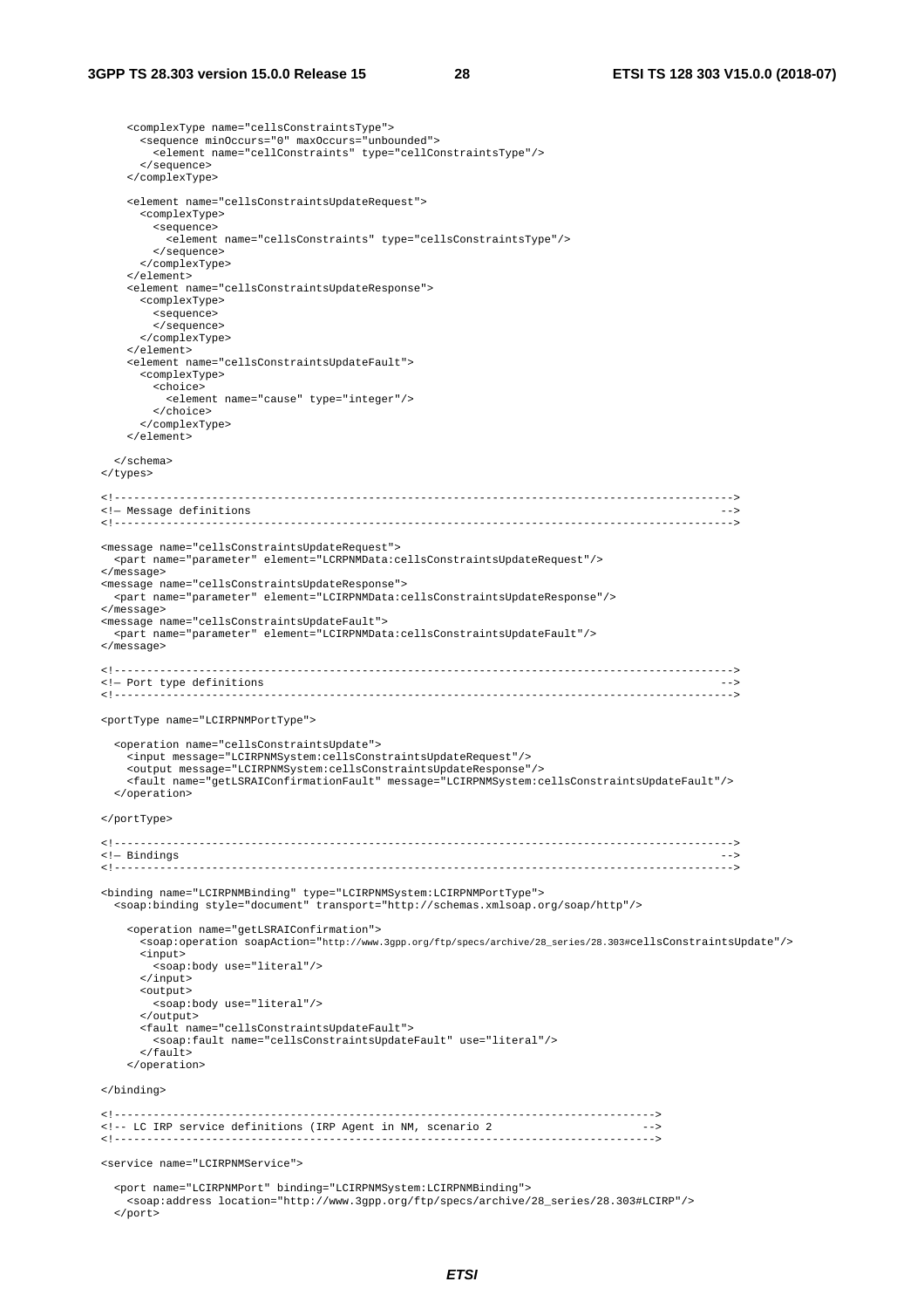```
    <complexType name="cellsConstraintsType">
      <sequence minOccurs="0" maxOccurs="unbounded">
        <element name="cellConstraints" type="cellConstraintsType"/>
      </sequence>
    </complexType>

    <element name="cellsConstraintsUpdateRequest">
      <complexType>
        <sequence>
          <element name="cellsConstraints" type="cellsConstraintsType"/>
        </sequence>
      </complexType>
    </element>
    <element name="cellsConstraintsUpdateResponse">
      <complexType>
        <sequence>
        </sequence>
      </complexType>
    </element>
    <element name="cellsConstraintsUpdateFault">
      <complexType>
        <choice>
          <element name="cause" type="integer"/>
        </choice>
      </complexType>
    </element>

  </schema>
</types>

<!------------------------------------------------------------------------------------------------>
<!— Message definitions                                                                      -->
<!------------------------------------------------------------------------------------------------>

<message name="cellsConstraintsUpdateRequest">
  <part name="parameter" element="LCRPNMData:cellsConstraintsUpdateRequest"/>
</message>
<message name="cellsConstraintsUpdateResponse">
  <part name="parameter" element="LCIRPNMData:cellsConstraintsUpdateResponse"/>
</message>
<message name="cellsConstraintsUpdateFault">
  <part name="parameter" element="LCIRPNMData:cellsConstraintsUpdateFault"/>
</message>

<!------------------------------------------------------------------------------------------------>
<!— Port type definitions                                                                    -->
<!------------------------------------------------------------------------------------------------>

<portType name="LCIRPNMPortType">

  <operation name="cellsConstraintsUpdate">
    <input message="LCIRPNMSystem:cellsConstraintsUpdateRequest"/>
    <output message="LCIRPNMSystem:cellsConstraintsUpdateResponse"/>
    <fault name="getLSRAIConfirmationFault" message="LCIRPNMSystem:cellsConstraintsUpdateFault"/>
  </operation>

</portType>

<!------------------------------------------------------------------------------------------------>
<!— Bindings                                                                                 -->
<!------------------------------------------------------------------------------------------------>

<binding name="LCIRPNMBinding" type="LCIRPNMSystem:LCIRPNMPortType">
  <soap:binding style="document" transport="http://schemas.xmlsoap.org/soap/http"/>

    <operation name="getLSRAIConfirmation">
      <soap:operation soapAction="http://www.3gpp.org/ftp/specs/archive/28_series/28.303#cellsConstraintsUpdate"/>
      <input>
        <soap:body use="literal"/>
      </input>
      <output>
        <soap:body use="literal"/>
      </output>
      <fault name="cellsConstraintsUpdateFault">
        <soap:fault name="cellsConstraintsUpdateFault" use="literal"/>
      </fault>
    </operation>

</binding>

<!------------------------------------------------------------------------------------->
<!-- LC IRP service definitions (IRP Agent in NM, scenario 2                        -->
<!------------------------------------------------------------------------------------->

<service name="LCIRPNMService">

  <port name="LCIRPNMPort" binding="LCIRPNMSystem:LCIRPNMBinding">
    <soap:address location="http://www.3gpp.org/ftp/specs/archive/28_series/28.303#LCIRP"/>
  </port>
```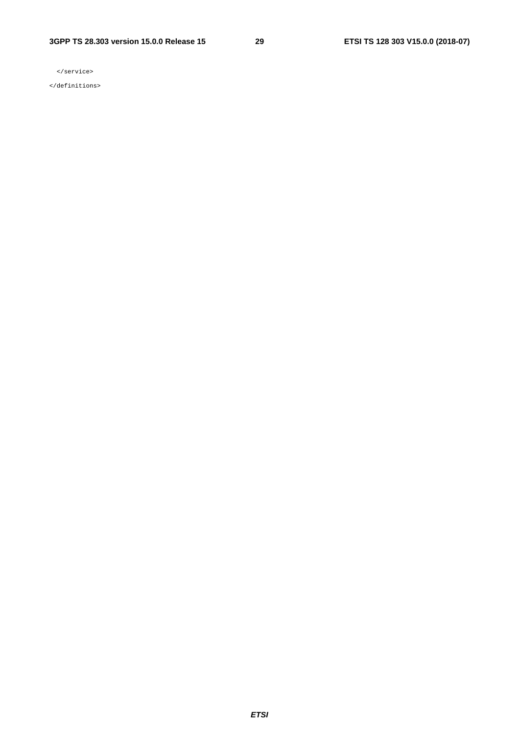```
  </service>
</definitions>
```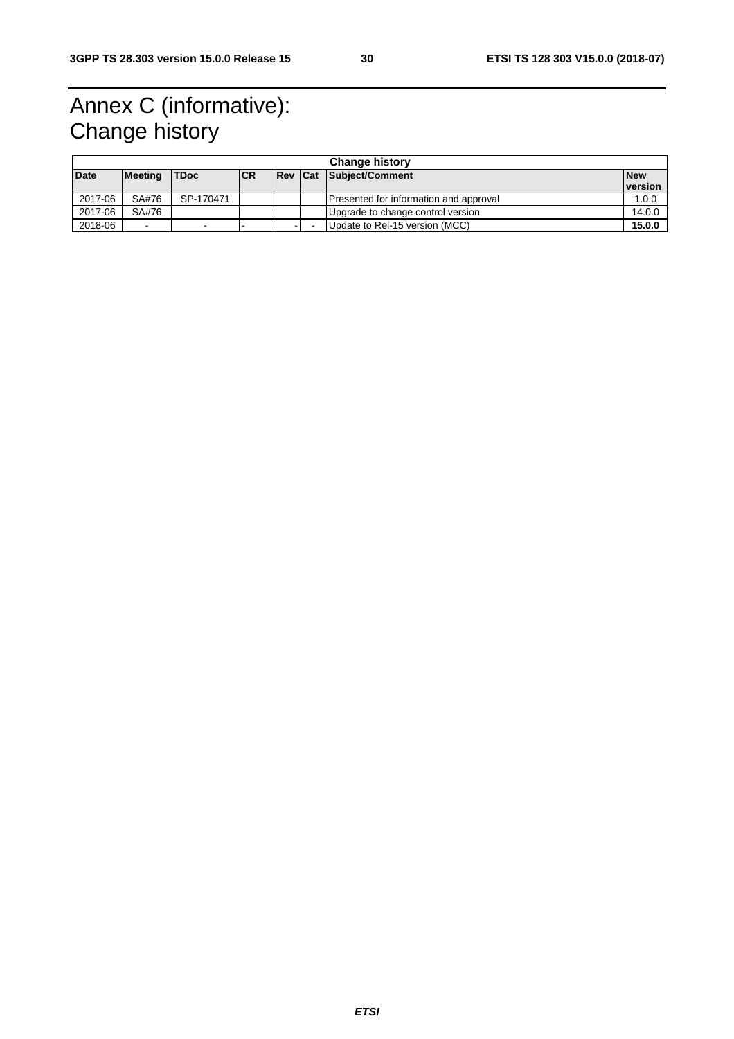# Annex C (informative): Change history

| Change history | | | | | | | |
|---|---|---|---|---|---|---|---|
| **Date** | **Meeting** | **TDoc** | **CR** | **Rev** | **Cat** | **Subject/Comment** | **New version** |
| 2017-06 | SA#76 | SP-170471 | | | | Presented for information and approval | 1.0.0 |
| 2017-06 | SA#76 | | | | | Upgrade to change control version | 14.0.0 |
| 2018-06 | - | - | - | - | - | Update to Rel-15 version (MCC) | **15.0.0** |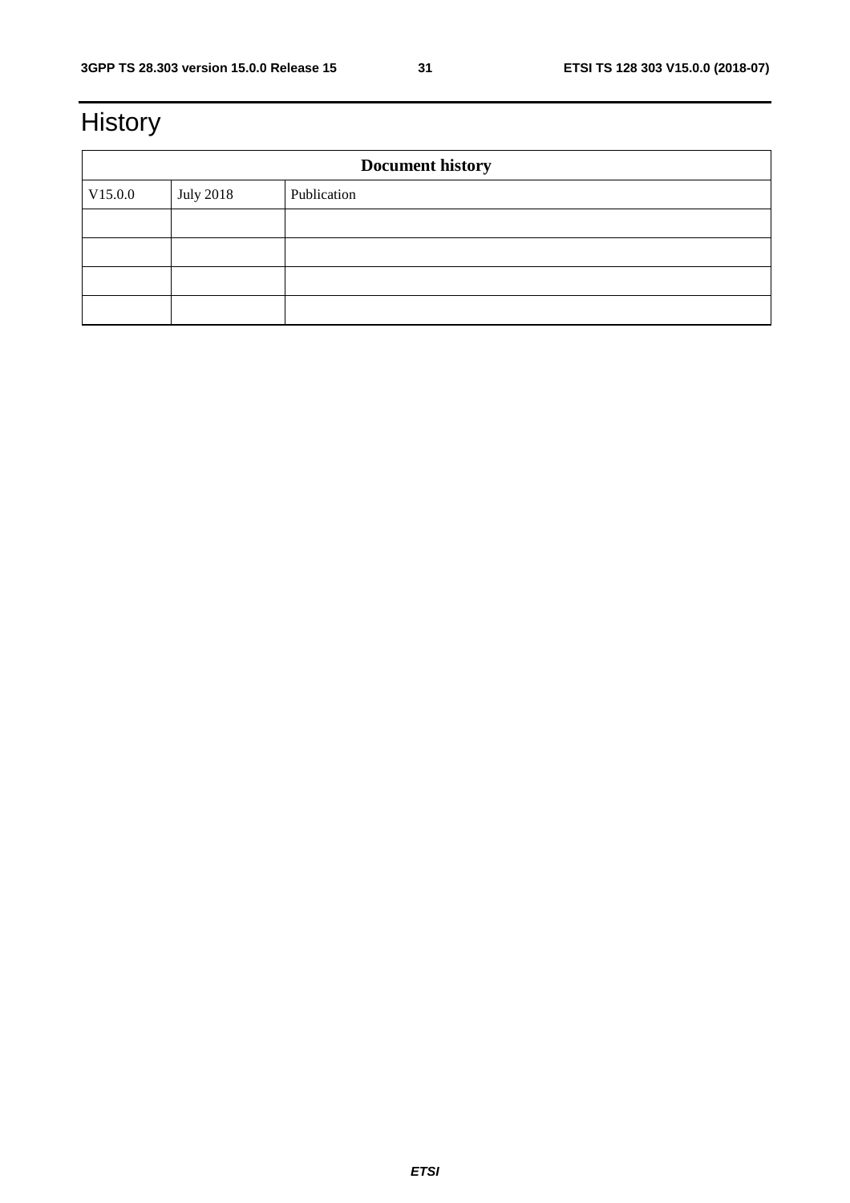# History

| Document history | | |
|---|---|---|
| V15.0.0 | July 2018 | Publication |
| | | |
| | | |
| | | |
| | | |